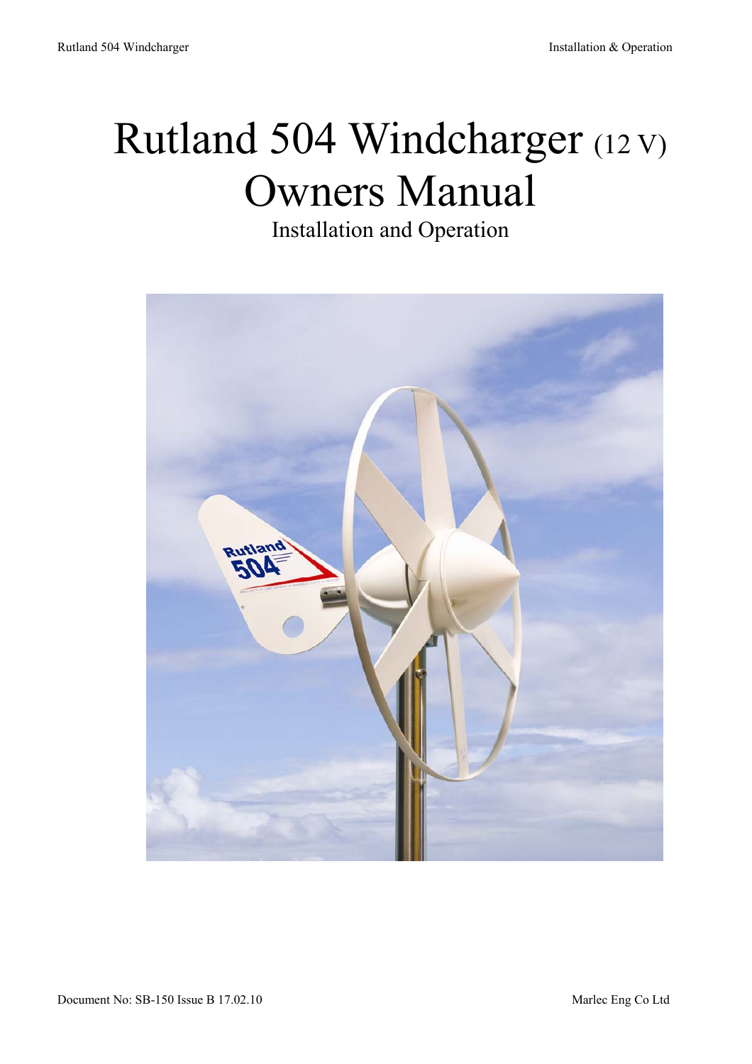# Rutland 504 Windcharger (12 V) Owners Manual

Installation and Operation

Document No: SB-150 Issue B 17.02.10

Marlec Eng Co Ltd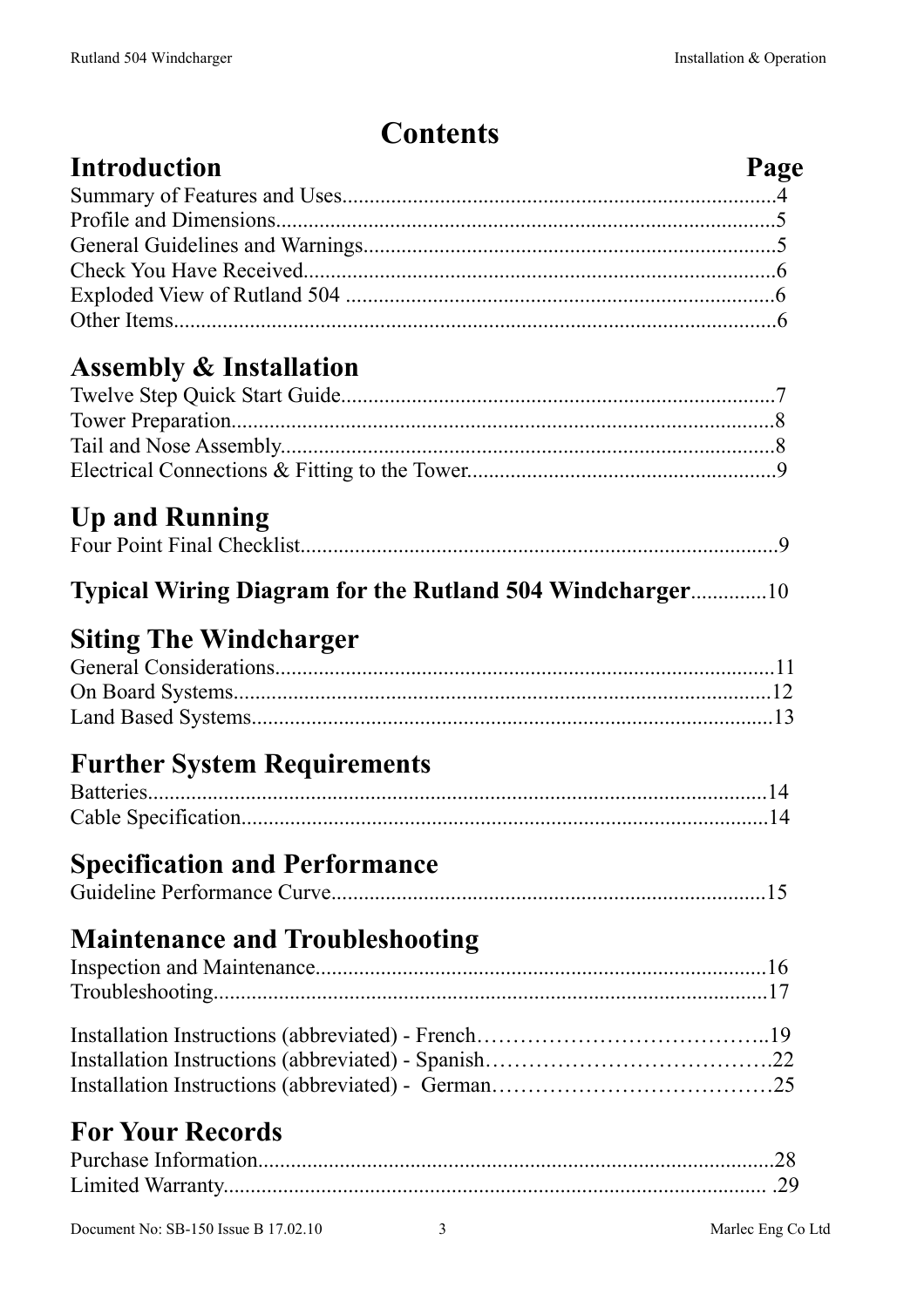# Contents

## Introduction — Page

Summary of Features and Uses....4
Profile and Dimensions....5
General Guidelines and Warnings....5
Check You Have Received....6
Exploded View of Rutland 504....6
Other Items....6

## Assembly & Installation

Twelve Step Quick Start Guide....7
Tower Preparation....8
Tail and Nose Assembly....8
Electrical Connections & Fitting to the Tower....9

## Up and Running

Four Point Final Checklist....9

**Typical Wiring Diagram for the Rutland 504 Windcharger**....10

## Siting The Windcharger

General Considerations....11
On Board Systems....12
Land Based Systems....13

## Further System Requirements

Batteries....14
Cable Specification....14

## Specification and Performance

Guideline Performance Curve....15

## Maintenance and Troubleshooting

Inspection and Maintenance....16
Troubleshooting....17

Installation Instructions (abbreviated) - French....19
Installation Instructions (abbreviated) - Spanish....22
Installation Instructions (abbreviated) - German....25

## For Your Records

Purchase Information....28
Limited Warranty....29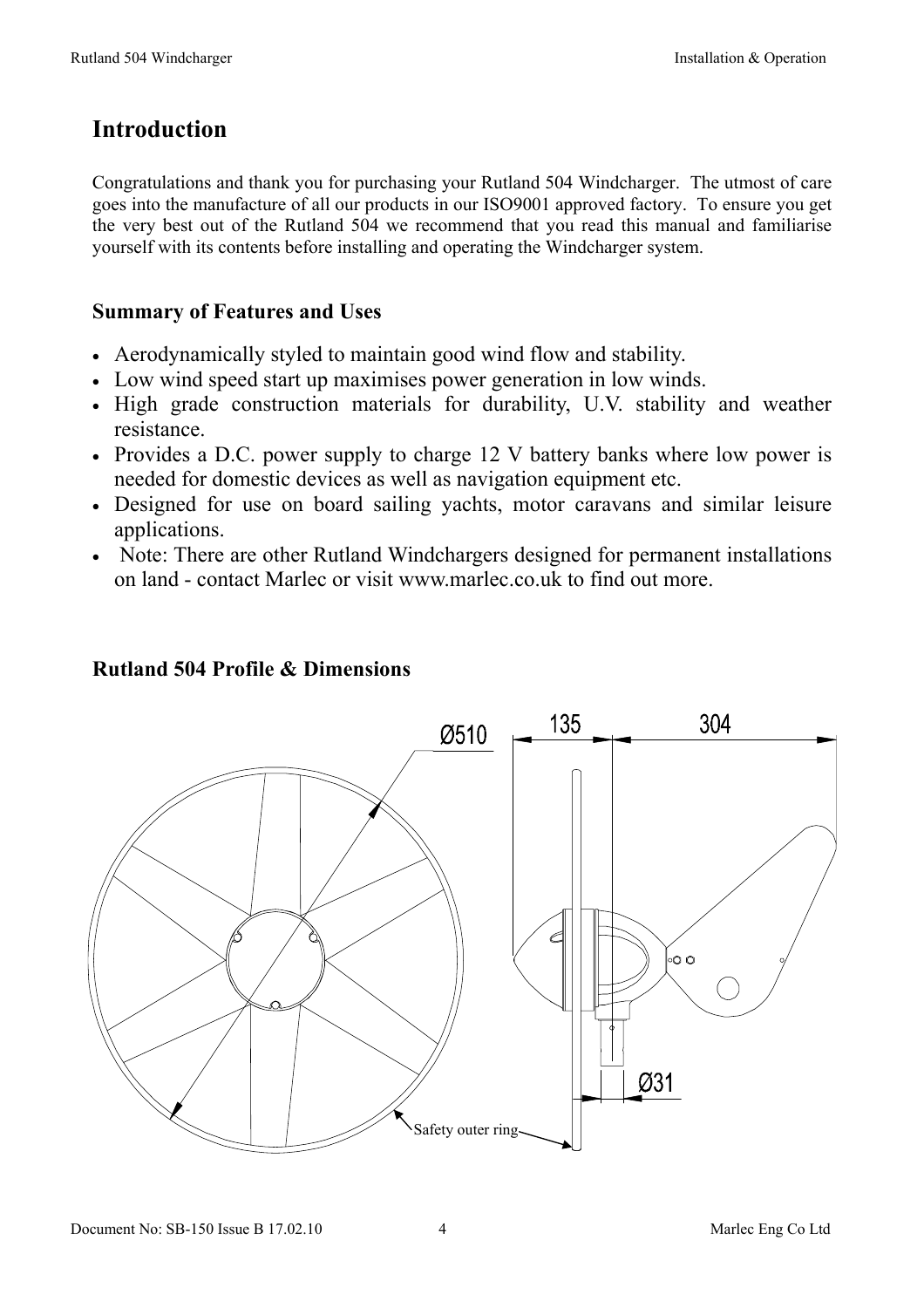# Introduction

Congratulations and thank you for purchasing your Rutland 504 Windcharger. The utmost of care goes into the manufacture of all our products in our ISO9001 approved factory. To ensure you get the very best out of the Rutland 504 we recommend that you read this manual and familiarise yourself with its contents before installing and operating the Windcharger system.

## Summary of Features and Uses

- Aerodynamically styled to maintain good wind flow and stability.
- Low wind speed start up maximises power generation in low winds.
- High grade construction materials for durability, U.V. stability and weather resistance.
- Provides a D.C. power supply to charge 12 V battery banks where low power is needed for domestic devices as well as navigation equipment etc.
- Designed for use on board sailing yachts, motor caravans and similar leisure applications.
- Note: There are other Rutland Windchargers designed for permanent installations on land - contact Marlec or visit www.marlec.co.uk to find out more.

## Rutland 504 Profile & Dimensions

Ø510

135

304

Ø31

Safety outer ring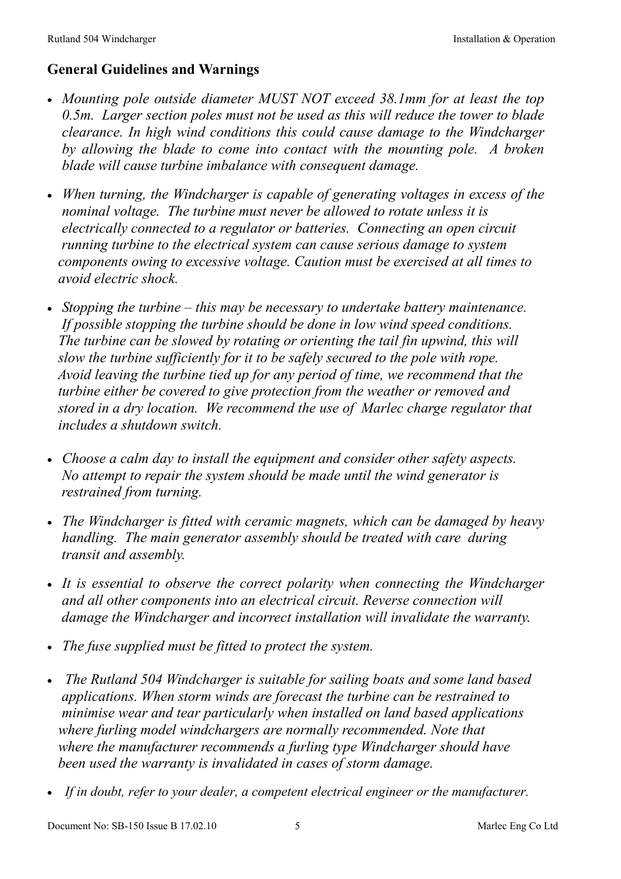## General Guidelines and Warnings

- *Mounting pole outside diameter MUST NOT exceed 38.1mm for at least the top 0.5m. Larger section poles must not be used as this will reduce the tower to blade clearance. In high wind conditions this could cause damage to the Windcharger by allowing the blade to come into contact with the mounting pole. A broken blade will cause turbine imbalance with consequent damage.*
- *When turning, the Windcharger is capable of generating voltages in excess of the nominal voltage. The turbine must never be allowed to rotate unless it is electrically connected to a regulator or batteries. Connecting an open circuit running turbine to the electrical system can cause serious damage to system components owing to excessive voltage. Caution must be exercised at all times to avoid electric shock.*
- *Stopping the turbine – this may be necessary to undertake battery maintenance. If possible stopping the turbine should be done in low wind speed conditions. The turbine can be slowed by rotating or orienting the tail fin upwind, this will slow the turbine sufficiently for it to be safely secured to the pole with rope. Avoid leaving the turbine tied up for any period of time, we recommend that the turbine either be covered to give protection from the weather or removed and stored in a dry location. We recommend the use of Marlec charge regulator that includes a shutdown switch.*
- *Choose a calm day to install the equipment and consider other safety aspects. No attempt to repair the system should be made until the wind generator is restrained from turning.*
- *The Windcharger is fitted with ceramic magnets, which can be damaged by heavy handling. The main generator assembly should be treated with care during transit and assembly.*
- *It is essential to observe the correct polarity when connecting the Windcharger and all other components into an electrical circuit. Reverse connection will damage the Windcharger and incorrect installation will invalidate the warranty.*
- *The fuse supplied must be fitted to protect the system.*
- *The Rutland 504 Windcharger is suitable for sailing boats and some land based applications. When storm winds are forecast the turbine can be restrained to minimise wear and tear particularly when installed on land based applications where furling model windchargers are normally recommended. Note that where the manufacturer recommends a furling type Windcharger should have been used the warranty is invalidated in cases of storm damage.*
- *If in doubt, refer to your dealer, a competent electrical engineer or the manufacturer.*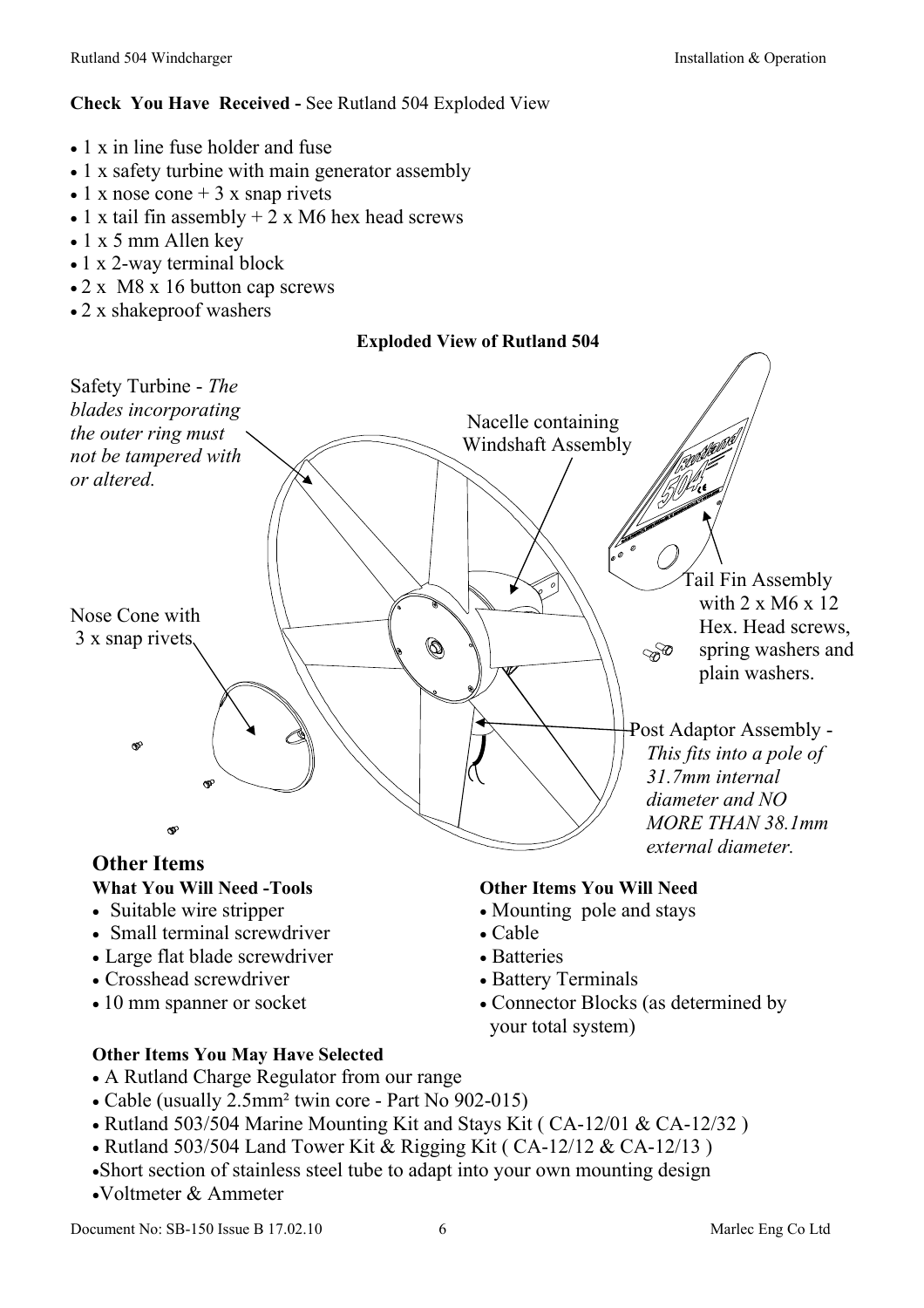**Check You Have Received -** See Rutland 504 Exploded View

- 1 x in line fuse holder and fuse
- 1 x safety turbine with main generator assembly
- 1 x nose cone + 3 x snap rivets
- 1 x tail fin assembly + 2 x M6 hex head screws
- 1 x 5 mm Allen key
- 1 x 2-way terminal block
- 2 x M8 x 16 button cap screws
- 2 x shakeproof washers

**Exploded View of Rutland 504**

Safety Turbine - *The blades incorporating the outer ring must not be tampered with or altered.*

Nacelle containing Windshaft Assembly

Tail Fin Assembly with 2 x M6 x 12 Hex. Head screws, spring washers and plain washers.

Nose Cone with 3 x snap rivets

Post Adaptor Assembly - *This fits into a pole of 31.7mm internal diameter and NO MORE THAN 38.1mm external diameter.*

## Other Items

**What You Will Need -Tools**

- Suitable wire stripper
- Small terminal screwdriver
- Large flat blade screwdriver
- Crosshead screwdriver
- 10 mm spanner or socket

**Other Items You Will Need**

- Mounting pole and stays
- Cable
- Batteries
- Battery Terminals
- Connector Blocks (as determined by your total system)

**Other Items You May Have Selected**

- A Rutland Charge Regulator from our range
- Cable (usually 2.5mm² twin core - Part No 902-015)
- Rutland 503/504 Marine Mounting Kit and Stays Kit ( CA-12/01 & CA-12/32 )
- Rutland 503/504 Land Tower Kit & Rigging Kit ( CA-12/12 & CA-12/13 )
- Short section of stainless steel tube to adapt into your own mounting design
- Voltmeter & Ammeter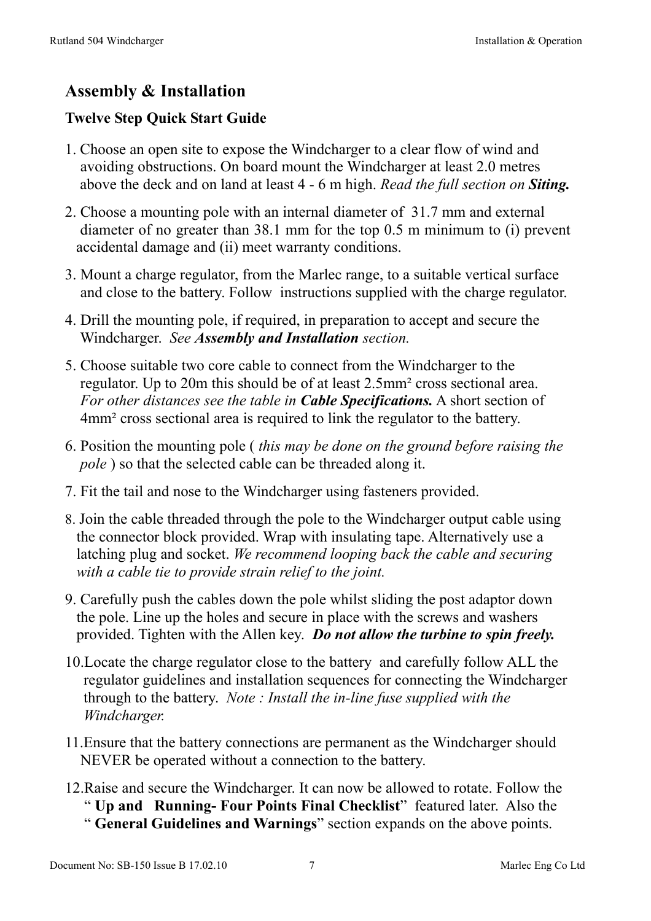## Assembly & Installation

### Twelve Step Quick Start Guide

1. Choose an open site to expose the Windcharger to a clear flow of wind and avoiding obstructions. On board mount the Windcharger at least 2.0 metres above the deck and on land at least 4 - 6 m high. *Read the full section on **Siting.***
2. Choose a mounting pole with an internal diameter of 31.7 mm and external diameter of no greater than 38.1 mm for the top 0.5 m minimum to (i) prevent accidental damage and (ii) meet warranty conditions.
3. Mount a charge regulator, from the Marlec range, to a suitable vertical surface and close to the battery. Follow instructions supplied with the charge regulator.
4. Drill the mounting pole, if required, in preparation to accept and secure the Windcharger. *See **Assembly and Installation** section.*
5. Choose suitable two core cable to connect from the Windcharger to the regulator. Up to 20m this should be of at least 2.5mm² cross sectional area. *For other distances see the table in **Cable Specifications.*** A short section of 4mm² cross sectional area is required to link the regulator to the battery.
6. Position the mounting pole ( *this may be done on the ground before raising the pole* ) so that the selected cable can be threaded along it.
7. Fit the tail and nose to the Windcharger using fasteners provided.
8. Join the cable threaded through the pole to the Windcharger output cable using the connector block provided. Wrap with insulating tape. Alternatively use a latching plug and socket. *We recommend looping back the cable and securing with a cable tie to provide strain relief to the joint.*
9. Carefully push the cables down the pole whilst sliding the post adaptor down the pole. Line up the holes and secure in place with the screws and washers provided. Tighten with the Allen key. ***Do not allow the turbine to spin freely.***
10. Locate the charge regulator close to the battery and carefully follow ALL the regulator guidelines and installation sequences for connecting the Windcharger through to the battery. *Note : Install the in-line fuse supplied with the Windcharger.*
11. Ensure that the battery connections are permanent as the Windcharger should NEVER be operated without a connection to the battery.
12. Raise and secure the Windcharger. It can now be allowed to rotate. Follow the " **Up and Running- Four Points Final Checklist**" featured later. Also the " **General Guidelines and Warnings**" section expands on the above points.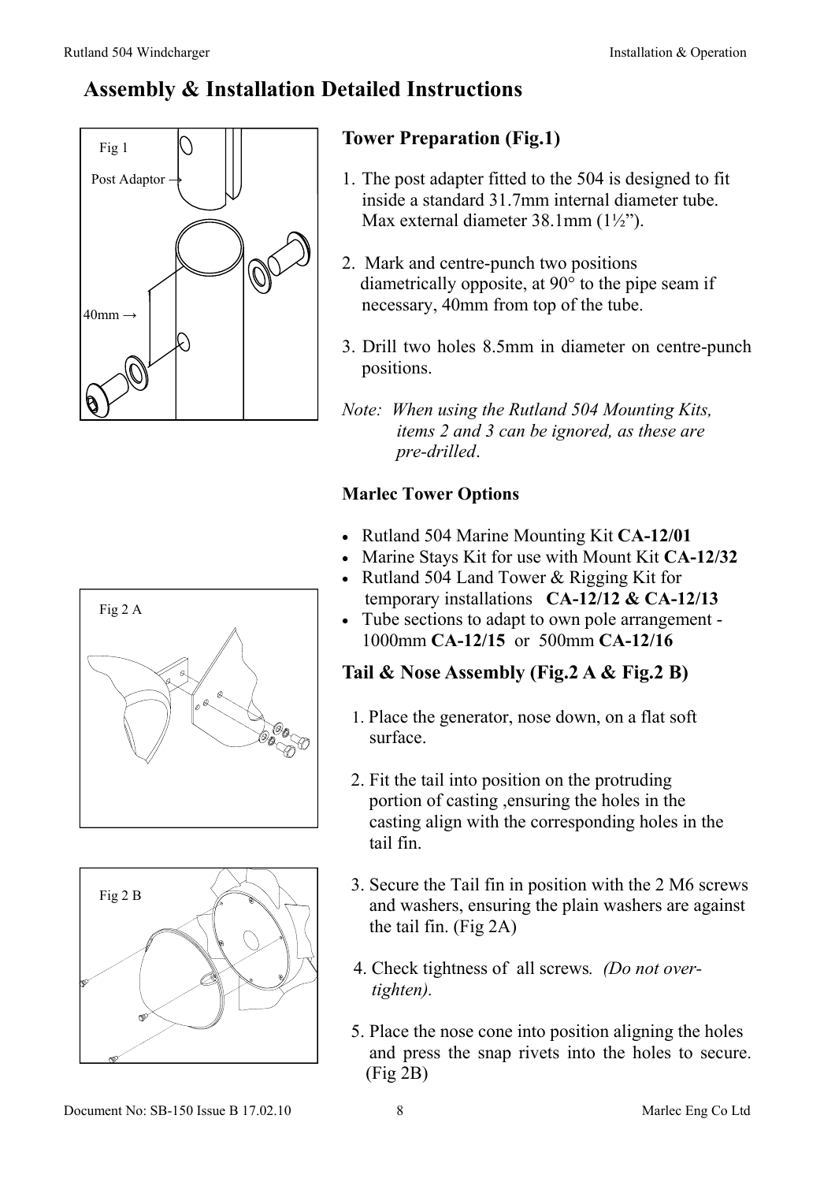# Assembly & Installation Detailed Instructions

Fig 1

Post Adaptor →

40mm →

### Tower Preparation (Fig.1)

1. The post adapter fitted to the 504 is designed to fit inside a standard 31.7mm internal diameter tube. Max external diameter 38.1mm (1½").
2. Mark and centre-punch two positions diametrically opposite, at 90° to the pipe seam if necessary, 40mm from top of the tube.
3. Drill two holes 8.5mm in diameter on centre-punch positions.

*Note: When using the Rutland 504 Mounting Kits, items 2 and 3 can be ignored, as these are pre-drilled.*

**Marlec Tower Options**

- Rutland 504 Marine Mounting Kit **CA-12/01**
- Marine Stays Kit for use with Mount Kit **CA-12/32**
- Rutland 504 Land Tower & Rigging Kit for temporary installations **CA-12/12 & CA-12/13**
- Tube sections to adapt to own pole arrangement - 1000mm **CA-12/15** or 500mm **CA-12/16**

Fig 2 A

Fig 2 B

### Tail & Nose Assembly (Fig.2 A & Fig.2 B)

1. Place the generator, nose down, on a flat soft surface.
2. Fit the tail into position on the protruding portion of casting ,ensuring the holes in the casting align with the corresponding holes in the tail fin.
3. Secure the Tail fin in position with the 2 M6 screws and washers, ensuring the plain washers are against the tail fin. (Fig 2A)
4. Check tightness of all screws. *(Do not over-tighten).*
5. Place the nose cone into position aligning the holes and press the snap rivets into the holes to secure. (Fig 2B)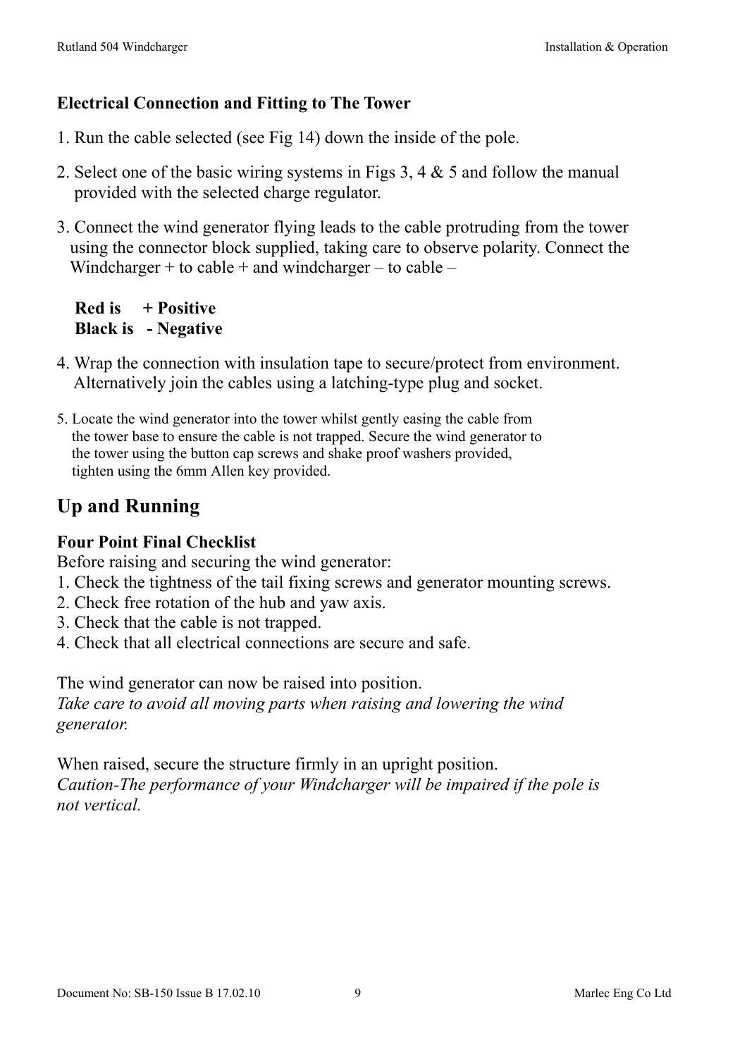### Electrical Connection and Fitting to The Tower

1. Run the cable selected (see Fig 14) down the inside of the pole.
2. Select one of the basic wiring systems in Figs 3, 4 & 5 and follow the manual provided with the selected charge regulator.
3. Connect the wind generator flying leads to the cable protruding from the tower using the connector block supplied, taking care to observe polarity. Connect the Windcharger + to cable + and windcharger – to cable –

   **Red is + Positive**
   **Black is - Negative**

4. Wrap the connection with insulation tape to secure/protect from environment. Alternatively join the cables using a latching-type plug and socket.
5. Locate the wind generator into the tower whilst gently easing the cable from the tower base to ensure the cable is not trapped. Secure the wind generator to the tower using the button cap screws and shake proof washers provided, tighten using the 6mm Allen key provided.

## Up and Running

### Four Point Final Checklist

Before raising and securing the wind generator:

1. Check the tightness of the tail fixing screws and generator mounting screws.
2. Check free rotation of the hub and yaw axis.
3. Check that the cable is not trapped.
4. Check that all electrical connections are secure and safe.

The wind generator can now be raised into position.
*Take care to avoid all moving parts when raising and lowering the wind generator.*

When raised, secure the structure firmly in an upright position.
*Caution-The performance of your Windcharger will be impaired if the pole is not vertical.*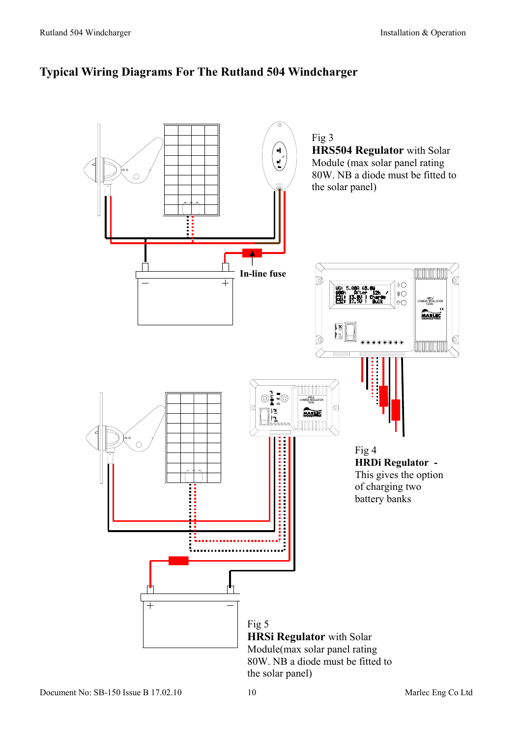## Typical Wiring Diagrams For The Rutland 504 Windcharger

In-line fuse

Fig 3
**HRS504 Regulator** with Solar Module (max solar panel rating 80W. NB a diode must be fitted to the solar panel)

Fig 4
**HRDi Regulator** - This gives the option of charging two battery banks

Fig 5
**HRSi Regulator** with Solar Module(max solar panel rating 80W. NB a diode must be fitted to the solar panel)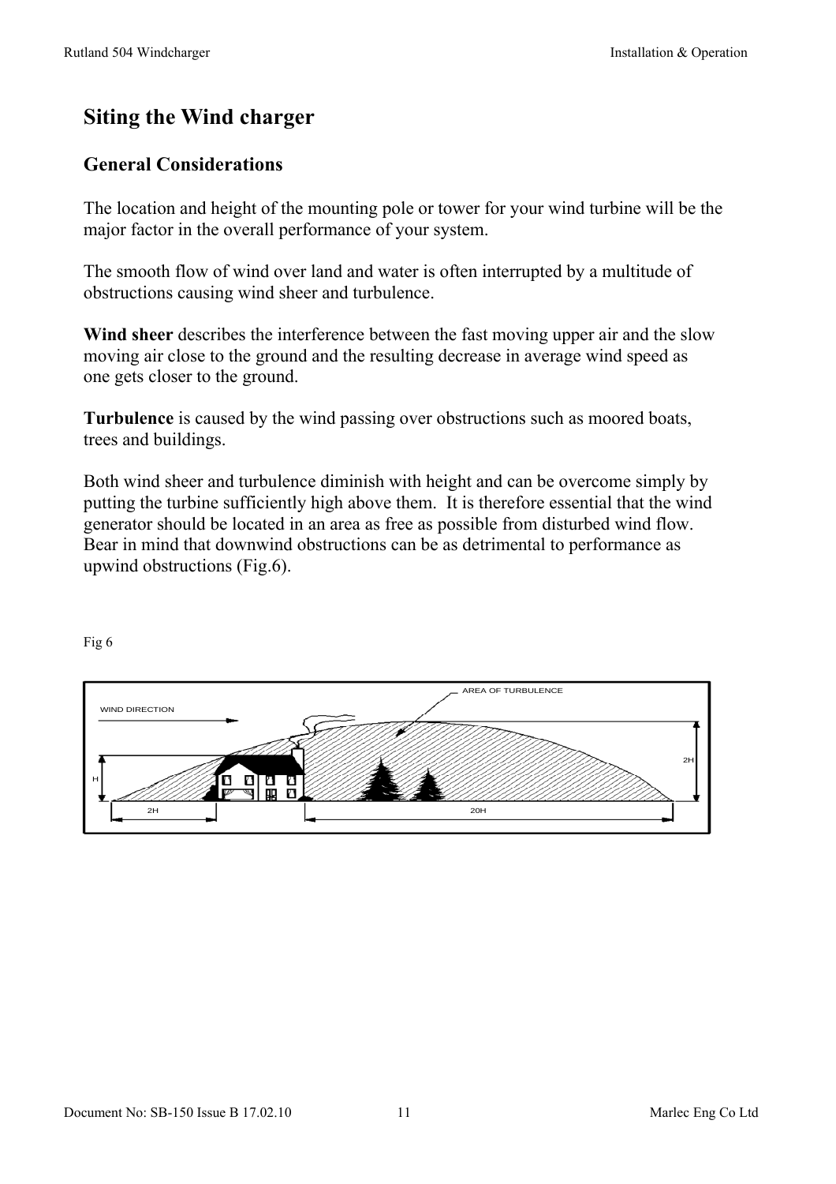# Siting the Wind charger

## General Considerations

The location and height of the mounting pole or tower for your wind turbine will be the major factor in the overall performance of your system.

The smooth flow of wind over land and water is often interrupted by a multitude of obstructions causing wind sheer and turbulence.

**Wind sheer** describes the interference between the fast moving upper air and the slow moving air close to the ground and the resulting decrease in average wind speed as one gets closer to the ground.

**Turbulence** is caused by the wind passing over obstructions such as moored boats, trees and buildings.

Both wind sheer and turbulence diminish with height and can be overcome simply by putting the turbine sufficiently high above them. It is therefore essential that the wind generator should be located in an area as free as possible from disturbed wind flow. Bear in mind that downwind obstructions can be as detrimental to performance as upwind obstructions (Fig.6).

Fig 6

WIND DIRECTION

AREA OF TURBULENCE

H

2H

2H

20H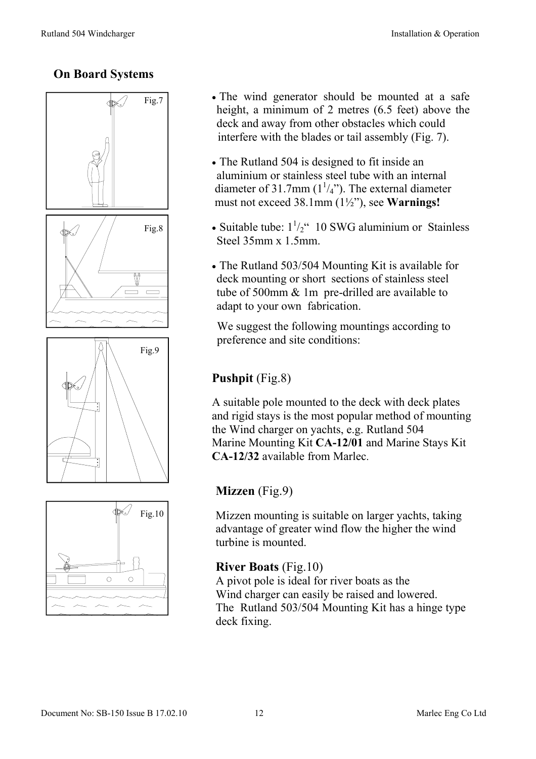## On Board Systems

- The wind generator should be mounted at a safe height, a minimum of 2 metres (6.5 feet) above the deck and away from other obstacles which could interfere with the blades or tail assembly (Fig. 7).
- The Rutland 504 is designed to fit inside an aluminium or stainless steel tube with an internal diameter of 31.7mm (1$^1/_4$"). The external diameter must not exceed 38.1mm (1½"), see **Warnings!**
- Suitable tube: 1$^1/_2$" 10 SWG aluminium or Stainless Steel 35mm x 1.5mm.
- The Rutland 503/504 Mounting Kit is available for deck mounting or short sections of stainless steel tube of 500mm & 1m pre-drilled are available to adapt to your own fabrication.

  We suggest the following mountings according to preference and site conditions:

Fig.7

Fig.8

Fig.9

Fig.10

### Pushpit (Fig.8)

A suitable pole mounted to the deck with deck plates and rigid stays is the most popular method of mounting the Wind charger on yachts, e.g. Rutland 504 Marine Mounting Kit **CA-12/01** and Marine Stays Kit **CA-12/32** available from Marlec.

### Mizzen (Fig.9)

Mizzen mounting is suitable on larger yachts, taking advantage of greater wind flow the higher the wind turbine is mounted.

### River Boats (Fig.10)

A pivot pole is ideal for river boats as the Wind charger can easily be raised and lowered. The Rutland 503/504 Mounting Kit has a hinge type deck fixing.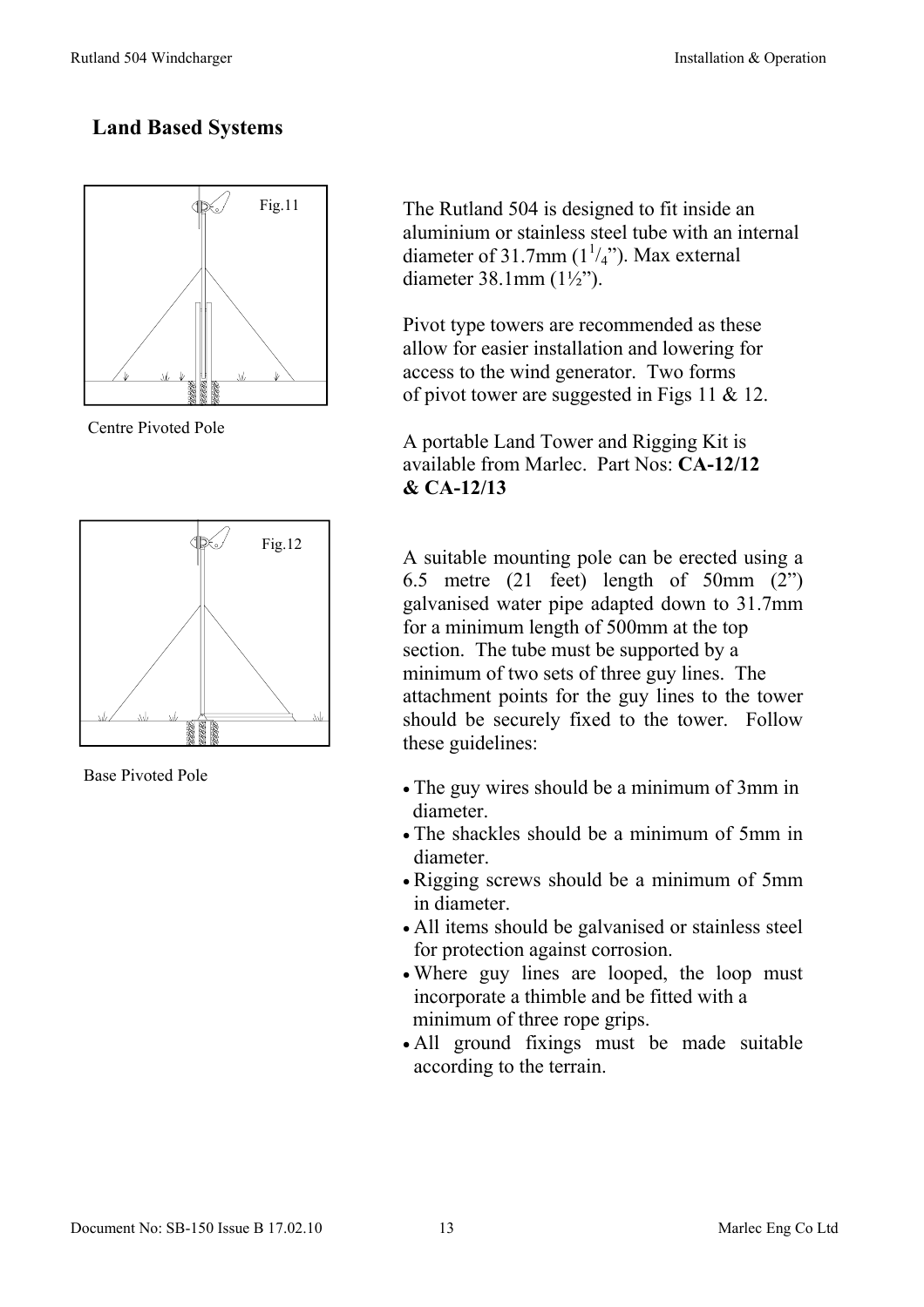## Land Based Systems

Fig.11

Centre Pivoted Pole

Fig.12

Base Pivoted Pole

The Rutland 504 is designed to fit inside an aluminium or stainless steel tube with an internal diameter of 31.7mm (1¼"). Max external diameter 38.1mm (1½").

Pivot type towers are recommended as these allow for easier installation and lowering for access to the wind generator. Two forms of pivot tower are suggested in Figs 11 & 12.

A portable Land Tower and Rigging Kit is available from Marlec. Part Nos: **CA-12/12 & CA-12/13**

A suitable mounting pole can be erected using a 6.5 metre (21 feet) length of 50mm (2") galvanised water pipe adapted down to 31.7mm for a minimum length of 500mm at the top section. The tube must be supported by a minimum of two sets of three guy lines. The attachment points for the guy lines to the tower should be securely fixed to the tower. Follow these guidelines:

- The guy wires should be a minimum of 3mm in diameter.
- The shackles should be a minimum of 5mm in diameter.
- Rigging screws should be a minimum of 5mm in diameter.
- All items should be galvanised or stainless steel for protection against corrosion.
- Where guy lines are looped, the loop must incorporate a thimble and be fitted with a minimum of three rope grips.
- All ground fixings must be made suitable according to the terrain.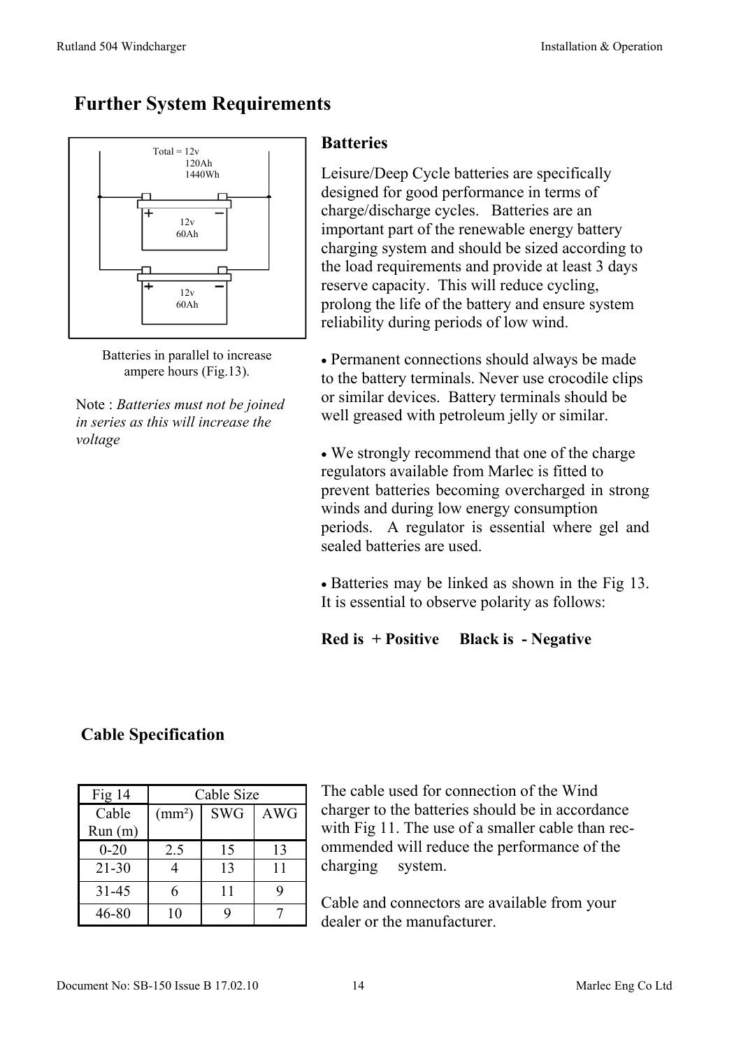# Further System Requirements

Batteries in parallel to increase ampere hours (Fig.13).

Note : *Batteries must not be joined in series as this will increase the voltage*

## Batteries

Leisure/Deep Cycle batteries are specifically designed for good performance in terms of charge/discharge cycles. Batteries are an important part of the renewable energy battery charging system and should be sized according to the load requirements and provide at least 3 days reserve capacity. This will reduce cycling, prolong the life of the battery and ensure system reliability during periods of low wind.

- Permanent connections should always be made to the battery terminals. Never use crocodile clips or similar devices. Battery terminals should be well greased with petroleum jelly or similar.

- We strongly recommend that one of the charge regulators available from Marlec is fitted to prevent batteries becoming overcharged in strong winds and during low energy consumption periods. A regulator is essential where gel and sealed batteries are used.

- Batteries may be linked as shown in the Fig 13. It is essential to observe polarity as follows:

**Red is + Positive Black is - Negative**

## Cable Specification

| Fig 14 | Cable Size | | |
|---|---|---|---|
| Cable Run (m) | ($mm^2$) | SWG | AWG |
| 0-20 | 2.5 | 15 | 13 |
| 21-30 | 4 | 13 | 11 |
| 31-45 | 6 | 11 | 9 |
| 46-80 | 10 | 9 | 7 |

The cable used for connection of the Wind charger to the batteries should be in accordance with Fig 11. The use of a smaller cable than recommended will reduce the performance of the charging system.

Cable and connectors are available from your dealer or the manufacturer.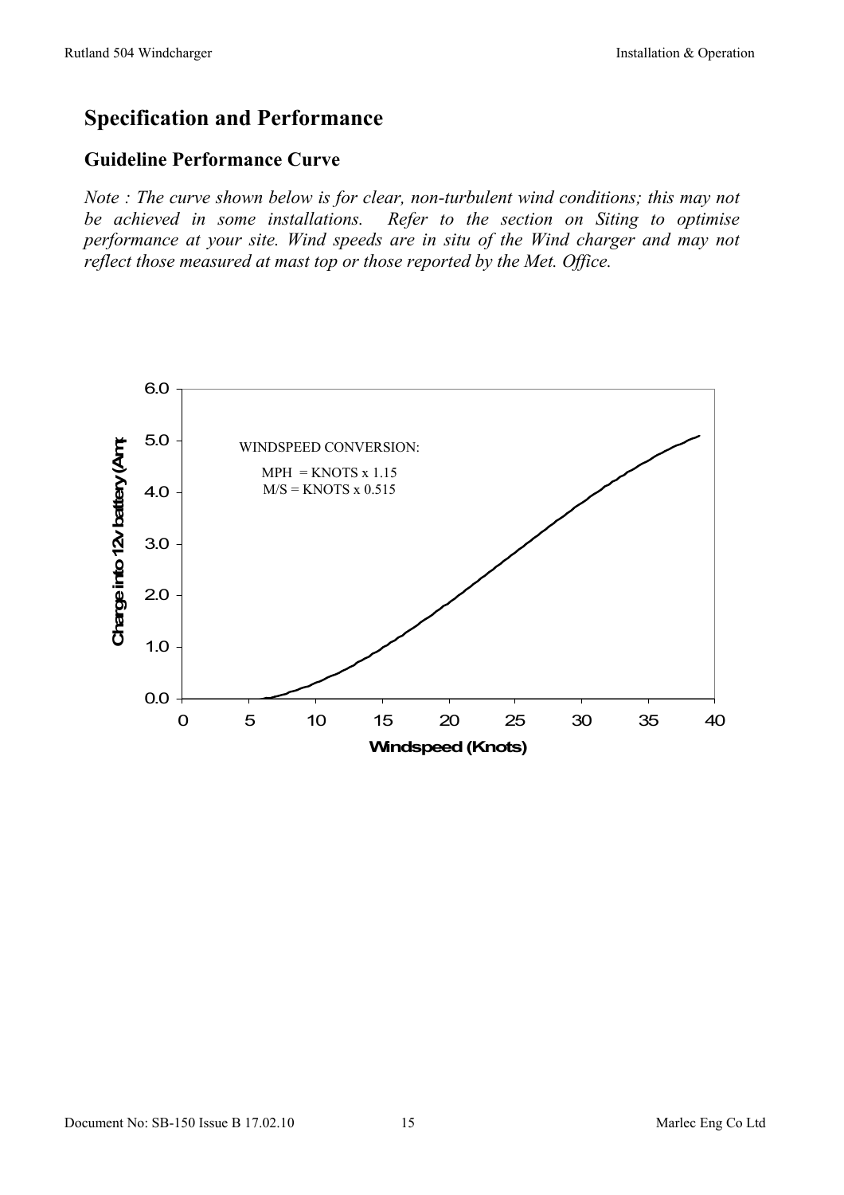## Specification and Performance

### Guideline Performance Curve

*Note : The curve shown below is for clear, non-turbulent wind conditions; this may not be achieved in some installations. Refer to the section on Siting to optimise performance at your site. Wind speeds are in situ of the Wind charger and may not reflect those measured at mast top or those reported by the Met. Office.*

WINDSPEED CONVERSION:

MPH = KNOTS x 1.15
M/S = KNOTS x 0.515

Charge into 12v battery (Amps)

Windspeed (Knots)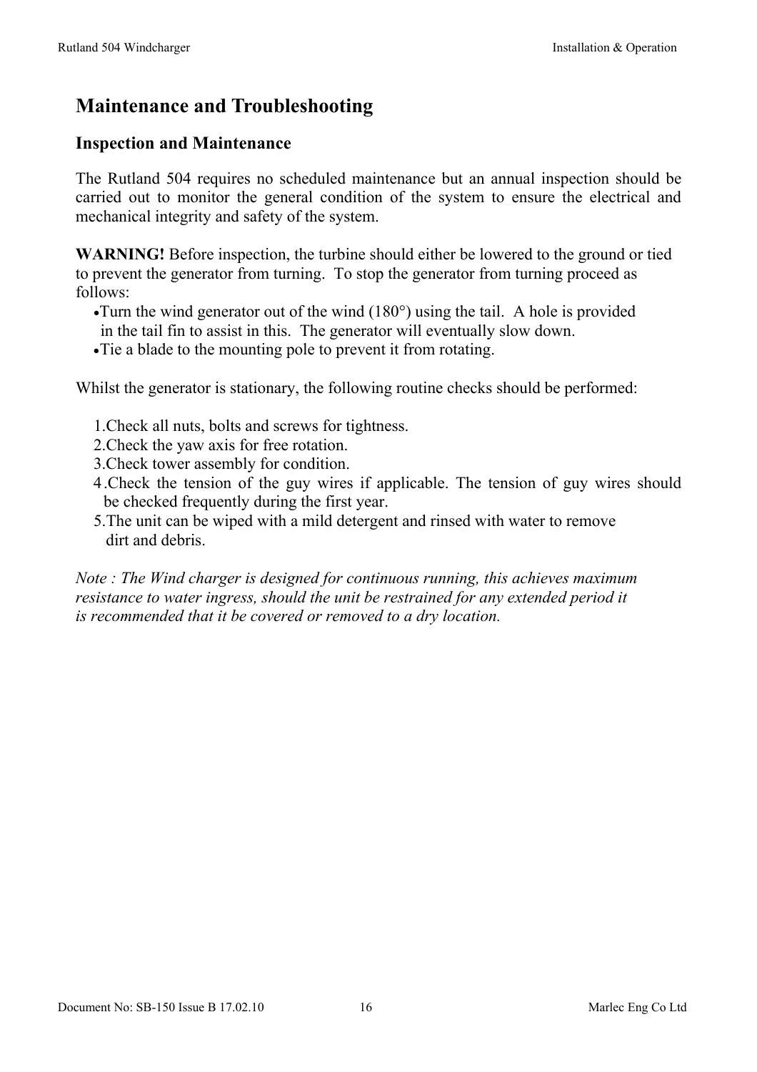# Maintenance and Troubleshooting

## Inspection and Maintenance

The Rutland 504 requires no scheduled maintenance but an annual inspection should be carried out to monitor the general condition of the system to ensure the electrical and mechanical integrity and safety of the system.

**WARNING!** Before inspection, the turbine should either be lowered to the ground or tied to prevent the generator from turning. To stop the generator from turning proceed as follows:

- Turn the wind generator out of the wind (180°) using the tail. A hole is provided in the tail fin to assist in this. The generator will eventually slow down.
- Tie a blade to the mounting pole to prevent it from rotating.

Whilst the generator is stationary, the following routine checks should be performed:

1. Check all nuts, bolts and screws for tightness.
2. Check the yaw axis for free rotation.
3. Check tower assembly for condition.
4. Check the tension of the guy wires if applicable. The tension of guy wires should be checked frequently during the first year.
5. The unit can be wiped with a mild detergent and rinsed with water to remove dirt and debris.

*Note : The Wind charger is designed for continuous running, this achieves maximum resistance to water ingress, should the unit be restrained for any extended period it is recommended that it be covered or removed to a dry location.*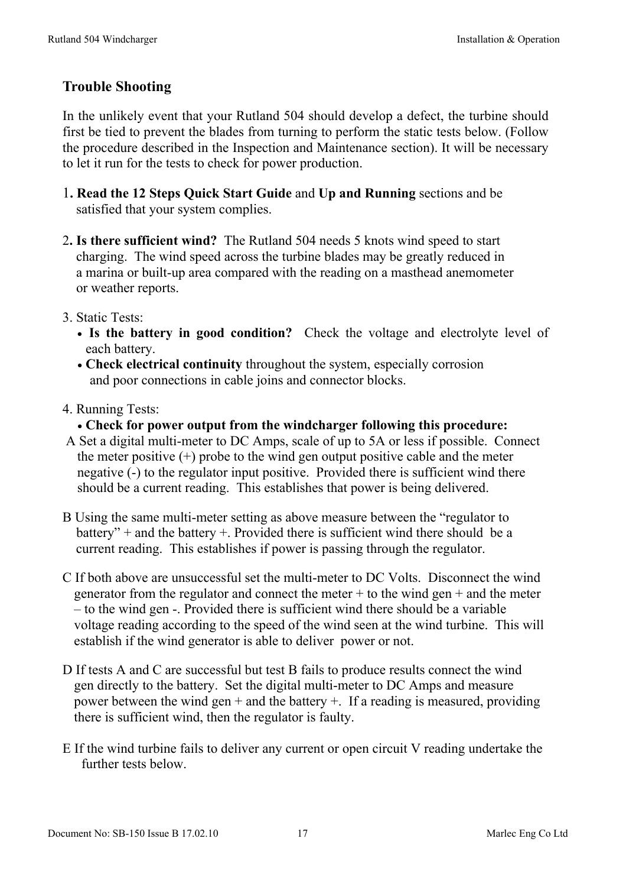## Trouble Shooting

In the unlikely event that your Rutland 504 should develop a defect, the turbine should first be tied to prevent the blades from turning to perform the static tests below. (Follow the procedure described in the Inspection and Maintenance section). It will be necessary to let it run for the tests to check for power production.

1**. Read the 12 Steps Quick Start Guide** and **Up and Running** sections and be satisfied that your system complies.

2**. Is there sufficient wind?** The Rutland 504 needs 5 knots wind speed to start charging. The wind speed across the turbine blades may be greatly reduced in a marina or built-up area compared with the reading on a masthead anemometer or weather reports.

3. Static Tests:
   - **Is the battery in good condition?** Check the voltage and electrolyte level of each battery.
   - **Check electrical continuity** throughout the system, especially corrosion and poor connections in cable joins and connector blocks.

4. Running Tests:
   - **Check for power output from the windcharger following this procedure:**

A Set a digital multi-meter to DC Amps, scale of up to 5A or less if possible. Connect the meter positive (+) probe to the wind gen output positive cable and the meter negative (-) to the regulator input positive. Provided there is sufficient wind there should be a current reading. This establishes that power is being delivered.

B Using the same multi-meter setting as above measure between the "regulator to battery" + and the battery +. Provided there is sufficient wind there should be a current reading. This establishes if power is passing through the regulator.

C If both above are unsuccessful set the multi-meter to DC Volts. Disconnect the wind generator from the regulator and connect the meter + to the wind gen + and the meter – to the wind gen -. Provided there is sufficient wind there should be a variable voltage reading according to the speed of the wind seen at the wind turbine. This will establish if the wind generator is able to deliver power or not.

D If tests A and C are successful but test B fails to produce results connect the wind gen directly to the battery. Set the digital multi-meter to DC Amps and measure power between the wind gen + and the battery +. If a reading is measured, providing there is sufficient wind, then the regulator is faulty.

E If the wind turbine fails to deliver any current or open circuit V reading undertake the further tests below.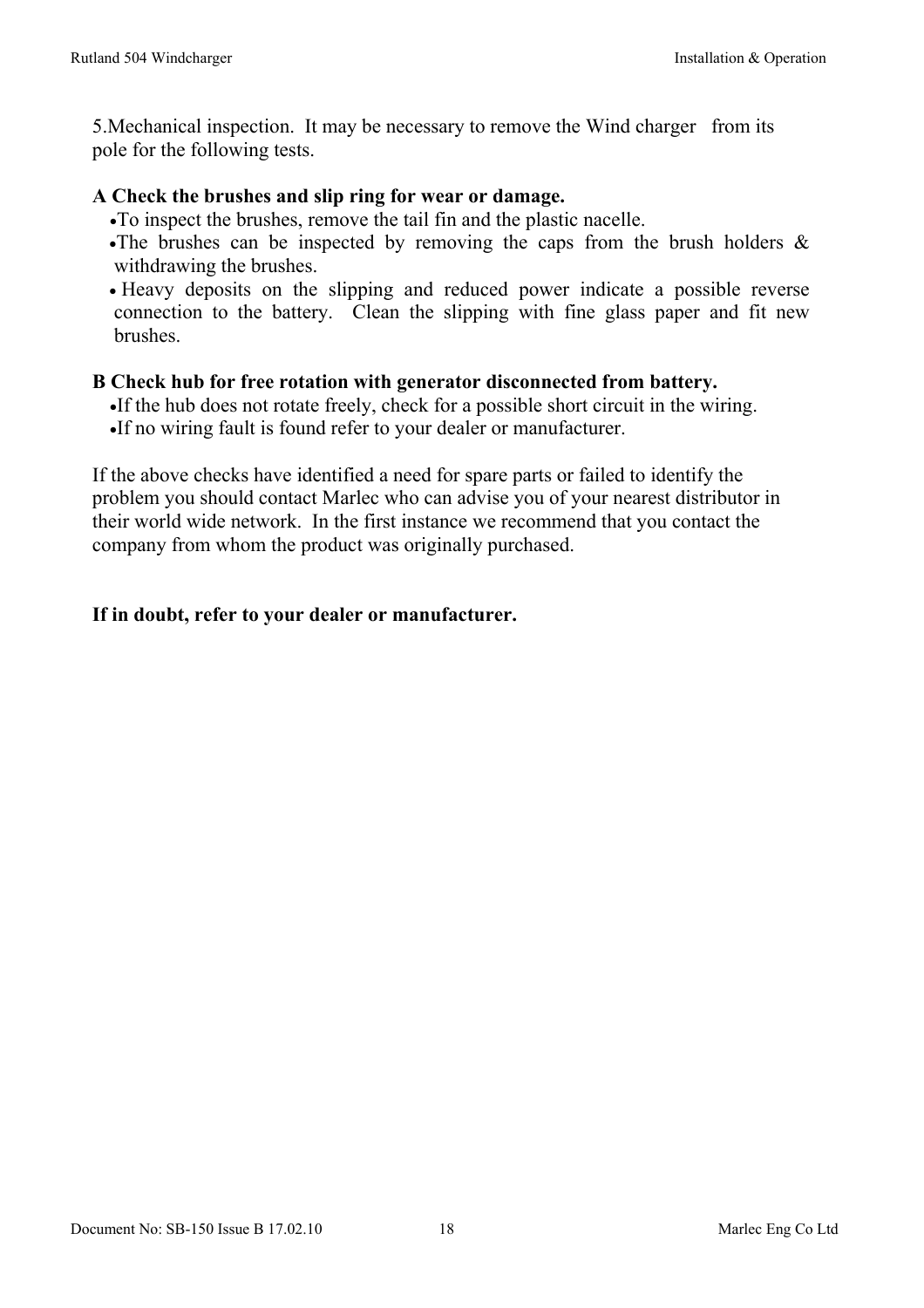5.Mechanical inspection. It may be necessary to remove the Wind charger from its pole for the following tests.

**A Check the brushes and slip ring for wear or damage.**

- To inspect the brushes, remove the tail fin and the plastic nacelle.
- The brushes can be inspected by removing the caps from the brush holders & withdrawing the brushes.
- Heavy deposits on the slipping and reduced power indicate a possible reverse connection to the battery. Clean the slipping with fine glass paper and fit new brushes.

**B Check hub for free rotation with generator disconnected from battery.**

- If the hub does not rotate freely, check for a possible short circuit in the wiring.
- If no wiring fault is found refer to your dealer or manufacturer.

If the above checks have identified a need for spare parts or failed to identify the problem you should contact Marlec who can advise you of your nearest distributor in their world wide network. In the first instance we recommend that you contact the company from whom the product was originally purchased.

**If in doubt, refer to your dealer or manufacturer.**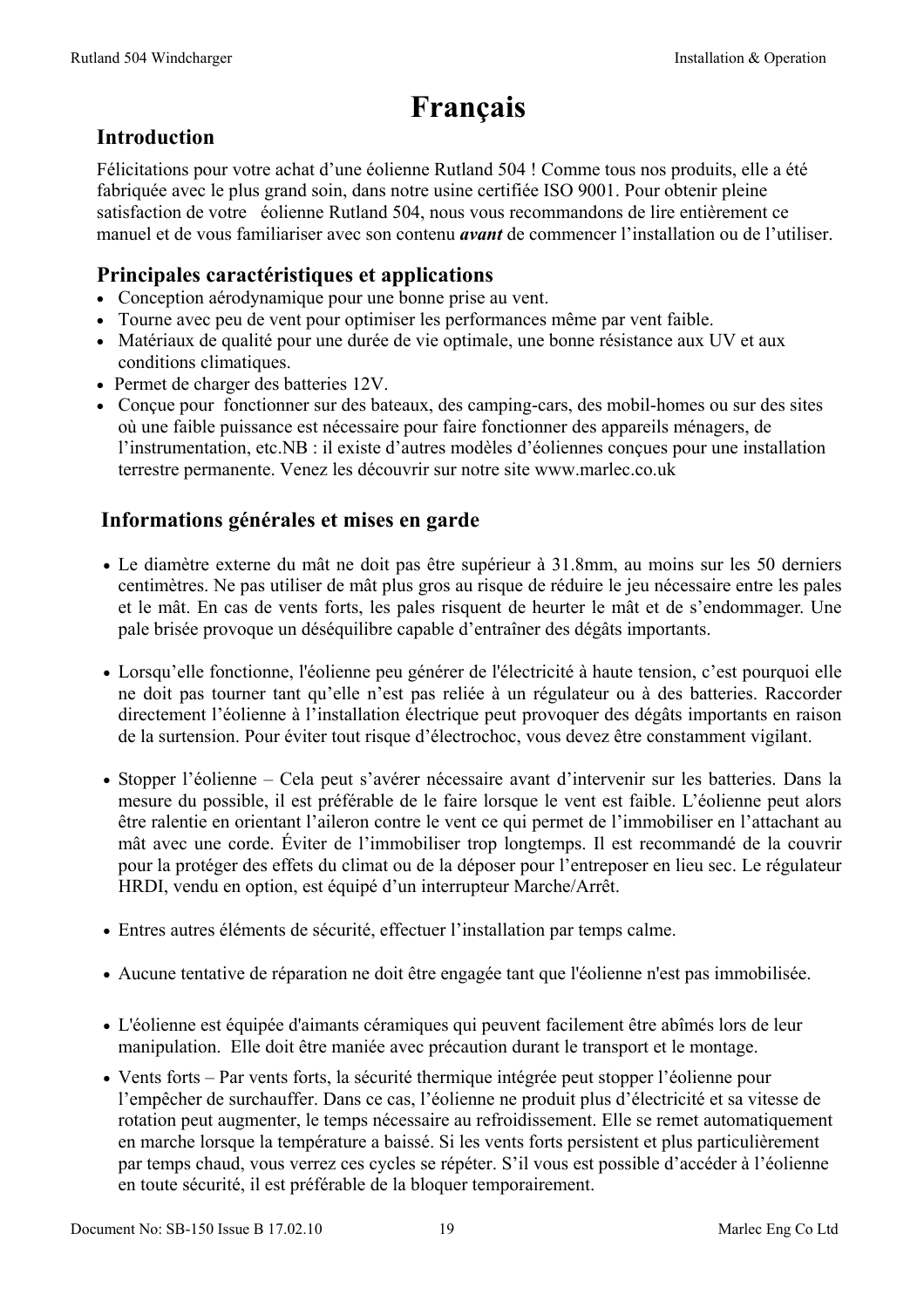# Français

## Introduction

Félicitations pour votre achat d'une éolienne Rutland 504 ! Comme tous nos produits, elle a été fabriquée avec le plus grand soin, dans notre usine certifiée ISO 9001. Pour obtenir pleine satisfaction de votre éolienne Rutland 504, nous vous recommandons de lire entièrement ce manuel et de vous familiariser avec son contenu ***avant*** de commencer l'installation ou de l'utiliser.

## Principales caractéristiques et applications

- Conception aérodynamique pour une bonne prise au vent.
- Tourne avec peu de vent pour optimiser les performances même par vent faible.
- Matériaux de qualité pour une durée de vie optimale, une bonne résistance aux UV et aux conditions climatiques.
- Permet de charger des batteries 12V.
- Conçue pour fonctionner sur des bateaux, des camping-cars, des mobil-homes ou sur des sites où une faible puissance est nécessaire pour faire fonctionner des appareils ménagers, de l'instrumentation, etc.NB : il existe d'autres modèles d'éoliennes conçues pour une installation terrestre permanente. Venez les découvrir sur notre site www.marlec.co.uk

## Informations générales et mises en garde

- Le diamètre externe du mât ne doit pas être supérieur à 31.8mm, au moins sur les 50 derniers centimètres. Ne pas utiliser de mât plus gros au risque de réduire le jeu nécessaire entre les pales et le mât. En cas de vents forts, les pales risquent de heurter le mât et de s'endommager. Une pale brisée provoque un déséquilibre capable d'entraîner des dégâts importants.

- Lorsqu'elle fonctionne, l'éolienne peu générer de l'électricité à haute tension, c'est pourquoi elle ne doit pas tourner tant qu'elle n'est pas reliée à un régulateur ou à des batteries. Raccorder directement l'éolienne à l'installation électrique peut provoquer des dégâts importants en raison de la surtension. Pour éviter tout risque d'électrochoc, vous devez être constamment vigilant.

- Stopper l'éolienne – Cela peut s'avérer nécessaire avant d'intervenir sur les batteries. Dans la mesure du possible, il est préférable de le faire lorsque le vent est faible. L'éolienne peut alors être ralentie en orientant l'aileron contre le vent ce qui permet de l'immobiliser en l'attachant au mât avec une corde. Éviter de l'immobiliser trop longtemps. Il est recommandé de la couvrir pour la protéger des effets du climat ou de la déposer pour l'entreposer en lieu sec. Le régulateur HRDI, vendu en option, est équipé d'un interrupteur Marche/Arrêt.

- Entres autres éléments de sécurité, effectuer l'installation par temps calme.

- Aucune tentative de réparation ne doit être engagée tant que l'éolienne n'est pas immobilisée.

- L'éolienne est équipée d'aimants céramiques qui peuvent facilement être abîmés lors de leur manipulation. Elle doit être maniée avec précaution durant le transport et le montage.

- Vents forts – Par vents forts, la sécurité thermique intégrée peut stopper l'éolienne pour l'empêcher de surchauffer. Dans ce cas, l'éolienne ne produit plus d'électricité et sa vitesse de rotation peut augmenter, le temps nécessaire au refroidissement. Elle se remet automatiquement en marche lorsque la température a baissé. Si les vents forts persistent et plus particulièrement par temps chaud, vous verrez ces cycles se répéter. S'il vous est possible d'accéder à l'éolienne en toute sécurité, il est préférable de la bloquer temporairement.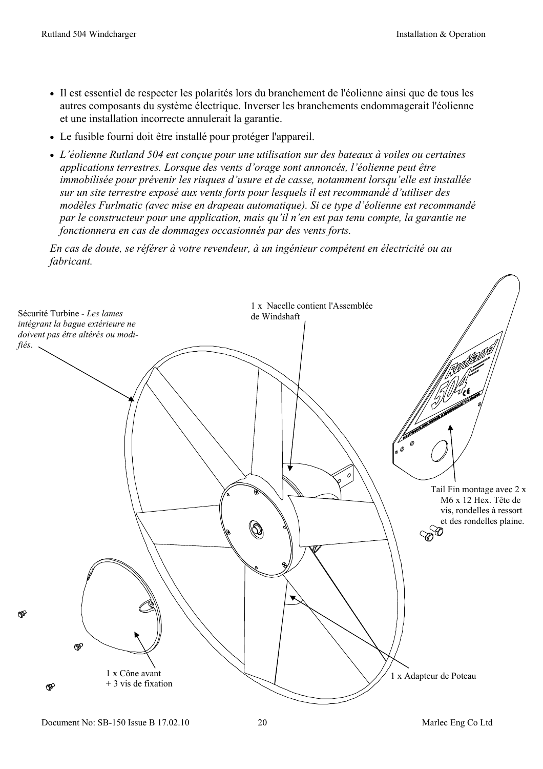- Il est essentiel de respecter les polarités lors du branchement de l'éolienne ainsi que de tous les autres composants du système électrique. Inverser les branchements endommagerait l'éolienne et une installation incorrecte annulerait la garantie.
- Le fusible fourni doit être installé pour protéger l'appareil.
- *L'éolienne Rutland 504 est conçue pour une utilisation sur des bateaux à voiles ou certaines applications terrestres. Lorsque des vents d'orage sont annoncés, l'éolienne peut être immobilisée pour prévenir les risques d'usure et de casse, notamment lorsqu'elle est installée sur un site terrestre exposé aux vents forts pour lesquels il est recommandé d'utiliser des modèles Furlmatic (avec mise en drapeau automatique). Si ce type d'éolienne est recommandé par le constructeur pour une application, mais qu'il n'en est pas tenu compte, la garantie ne fonctionnera en cas de dommages occasionnés par des vents forts.*

*En cas de doute, se référer à votre revendeur, à un ingénieur compétent en électricité ou au fabricant.*

Sécurité Turbine - *Les lames intégrant la bague extérieure ne doivent pas être altérés ou modifiés.*

1 x Nacelle contient l'Assemblée de Windshaft

Tail Fin montage avec 2 x M6 x 12 Hex. Tête de vis, rondelles à ressort et des rondelles plaine.

1 x Cône avant + 3 vis de fixation

1 x Adapteur de Poteau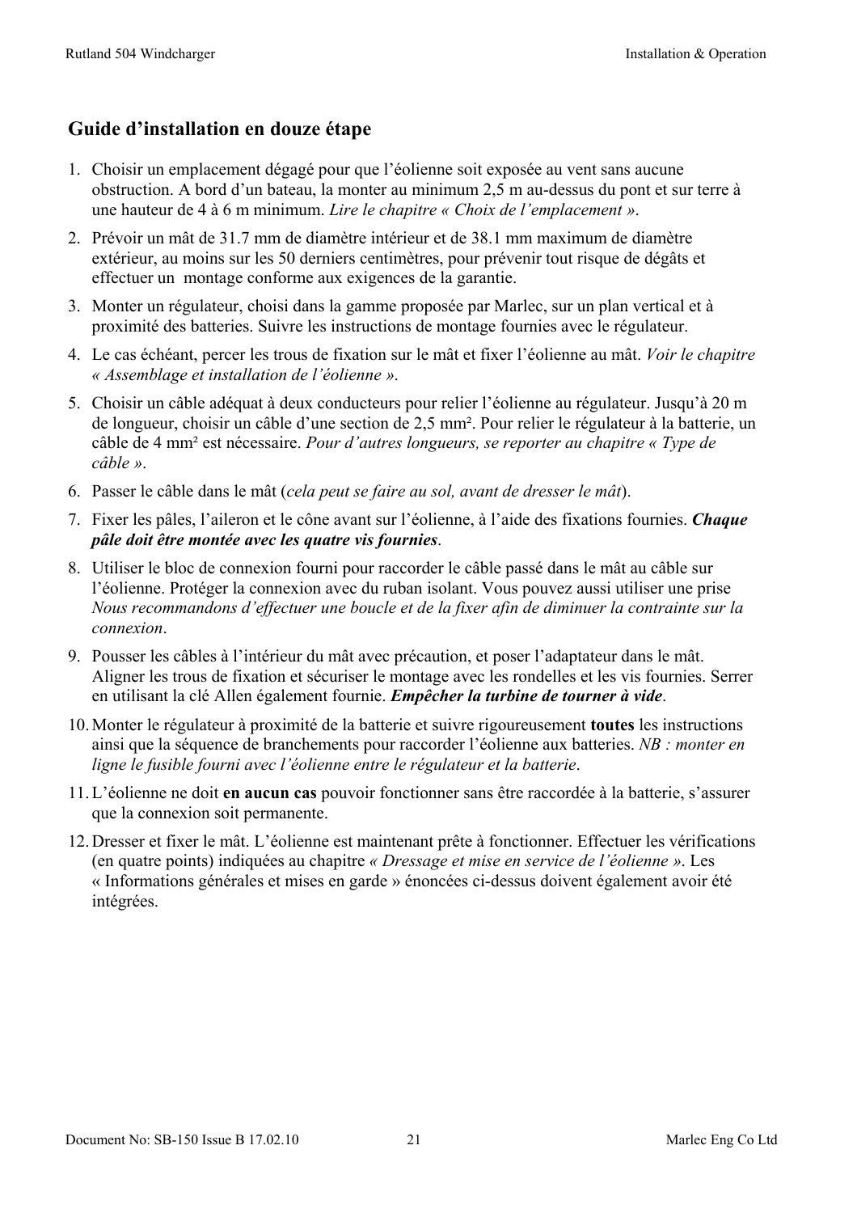## Guide d'installation en douze étape

1. Choisir un emplacement dégagé pour que l'éolienne soit exposée au vent sans aucune obstruction. A bord d'un bateau, la monter au minimum 2,5 m au-dessus du pont et sur terre à une hauteur de 4 à 6 m minimum. *Lire le chapitre « Choix de l'emplacement ».*
2. Prévoir un mât de 31.7 mm de diamètre intérieur et de 38.1 mm maximum de diamètre extérieur, au moins sur les 50 derniers centimètres, pour prévenir tout risque de dégâts et effectuer un montage conforme aux exigences de la garantie.
3. Monter un régulateur, choisi dans la gamme proposée par Marlec, sur un plan vertical et à proximité des batteries. Suivre les instructions de montage fournies avec le régulateur.
4. Le cas échéant, percer les trous de fixation sur le mât et fixer l'éolienne au mât. *Voir le chapitre « Assemblage et installation de l'éolienne ».*
5. Choisir un câble adéquat à deux conducteurs pour relier l'éolienne au régulateur. Jusqu'à 20 m de longueur, choisir un câble d'une section de 2,5 mm². Pour relier le régulateur à la batterie, un câble de 4 mm² est nécessaire. *Pour d'autres longueurs, se reporter au chapitre « Type de câble ».*
6. Passer le câble dans le mât (*cela peut se faire au sol, avant de dresser le mât*).
7. Fixer les pâles, l'aileron et le cône avant sur l'éolienne, à l'aide des fixations fournies. ***Chaque pâle doit être montée avec les quatre vis fournies***.
8. Utiliser le bloc de connexion fourni pour raccorder le câble passé dans le mât au câble sur l'éolienne. Protéger la connexion avec du ruban isolant. Vous pouvez aussi utiliser une prise *Nous recommandons d'effectuer une boucle et de la fixer afin de diminuer la contrainte sur la connexion*.
9. Pousser les câbles à l'intérieur du mât avec précaution, et poser l'adaptateur dans le mât. Aligner les trous de fixation et sécuriser le montage avec les rondelles et les vis fournies. Serrer en utilisant la clé Allen également fournie. ***Empêcher la turbine de tourner à vide***.
10. Monter le régulateur à proximité de la batterie et suivre rigoureusement **toutes** les instructions ainsi que la séquence de branchements pour raccorder l'éolienne aux batteries. *NB : monter en ligne le fusible fourni avec l'éolienne entre le régulateur et la batterie*.
11. L'éolienne ne doit **en aucun cas** pouvoir fonctionner sans être raccordée à la batterie, s'assurer que la connexion soit permanente.
12. Dresser et fixer le mât. L'éolienne est maintenant prête à fonctionner. Effectuer les vérifications (en quatre points) indiquées au chapitre *« Dressage et mise en service de l'éolienne »*. Les « Informations générales et mises en garde » énoncées ci-dessus doivent également avoir été intégrées.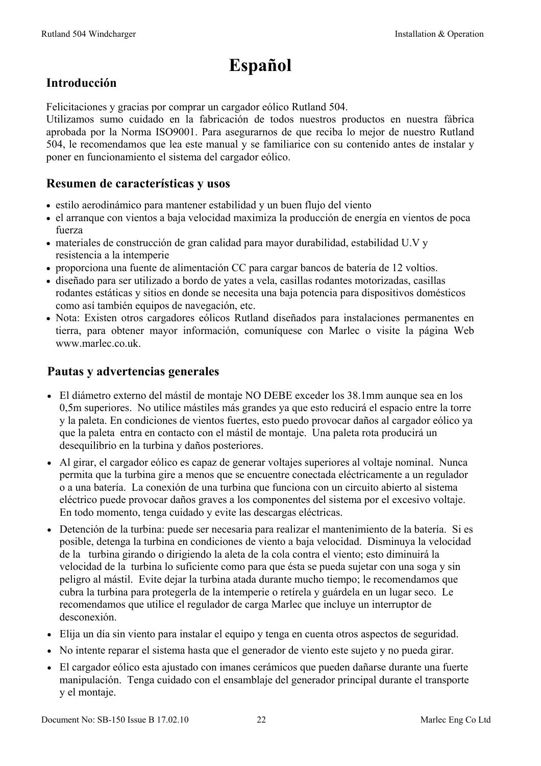# Español

## Introducción

Felicitaciones y gracias por comprar un cargador eólico Rutland 504.
Utilizamos sumo cuidado en la fabricación de todos nuestros productos en nuestra fábrica aprobada por la Norma ISO9001. Para asegurarnos de que reciba lo mejor de nuestro Rutland 504, le recomendamos que lea este manual y se familiarice con su contenido antes de instalar y poner en funcionamiento el sistema del cargador eólico.

## Resumen de características y usos

- estilo aerodinámico para mantener estabilidad y un buen flujo del viento
- el arranque con vientos a baja velocidad maximiza la producción de energía en vientos de poca fuerza
- materiales de construcción de gran calidad para mayor durabilidad, estabilidad U.V y resistencia a la intemperie
- proporciona una fuente de alimentación CC para cargar bancos de batería de 12 voltios.
- diseñado para ser utilizado a bordo de yates a vela, casillas rodantes motorizadas, casillas rodantes estáticas y sitios en donde se necesita una baja potencia para dispositivos domésticos como así también equipos de navegación, etc.
- Nota: Existen otros cargadores eólicos Rutland diseñados para instalaciones permanentes en tierra, para obtener mayor información, comuníquese con Marlec o visite la página Web www.marlec.co.uk.

## Pautas y advertencias generales

- El diámetro externo del mástil de montaje NO DEBE exceder los 38.1mm aunque sea en los 0,5m superiores. No utilice mástiles más grandes ya que esto reducirá el espacio entre la torre y la paleta. En condiciones de vientos fuertes, esto puedo provocar daños al cargador eólico ya que la paleta entra en contacto con el mástil de montaje. Una paleta rota producirá un desequilibrio en la turbina y daños posteriores.
- Al girar, el cargador eólico es capaz de generar voltajes superiores al voltaje nominal. Nunca permita que la turbina gire a menos que se encuentre conectada eléctricamente a un regulador o a una batería. La conexión de una turbina que funciona con un circuito abierto al sistema eléctrico puede provocar daños graves a los componentes del sistema por el excesivo voltaje. En todo momento, tenga cuidado y evite las descargas eléctricas.
- Detención de la turbina: puede ser necesaria para realizar el mantenimiento de la batería. Si es posible, detenga la turbina en condiciones de viento a baja velocidad. Disminuya la velocidad de la turbina girando o dirigiendo la aleta de la cola contra el viento; esto diminuirá la velocidad de la turbina lo suficiente como para que ésta se pueda sujetar con una soga y sin peligro al mástil. Evite dejar la turbina atada durante mucho tiempo; le recomendamos que cubra la turbina para protegerla de la intemperie o retírela y guárdela en un lugar seco. Le recomendamos que utilice el regulador de carga Marlec que incluye un interruptor de desconexión.
- Elija un día sin viento para instalar el equipo y tenga en cuenta otros aspectos de seguridad.
- No intente reparar el sistema hasta que el generador de viento este sujeto y no pueda girar.
- El cargador eólico esta ajustado con imanes cerámicos que pueden dañarse durante una fuerte manipulación. Tenga cuidado con el ensamblaje del generador principal durante el transporte y el montaje.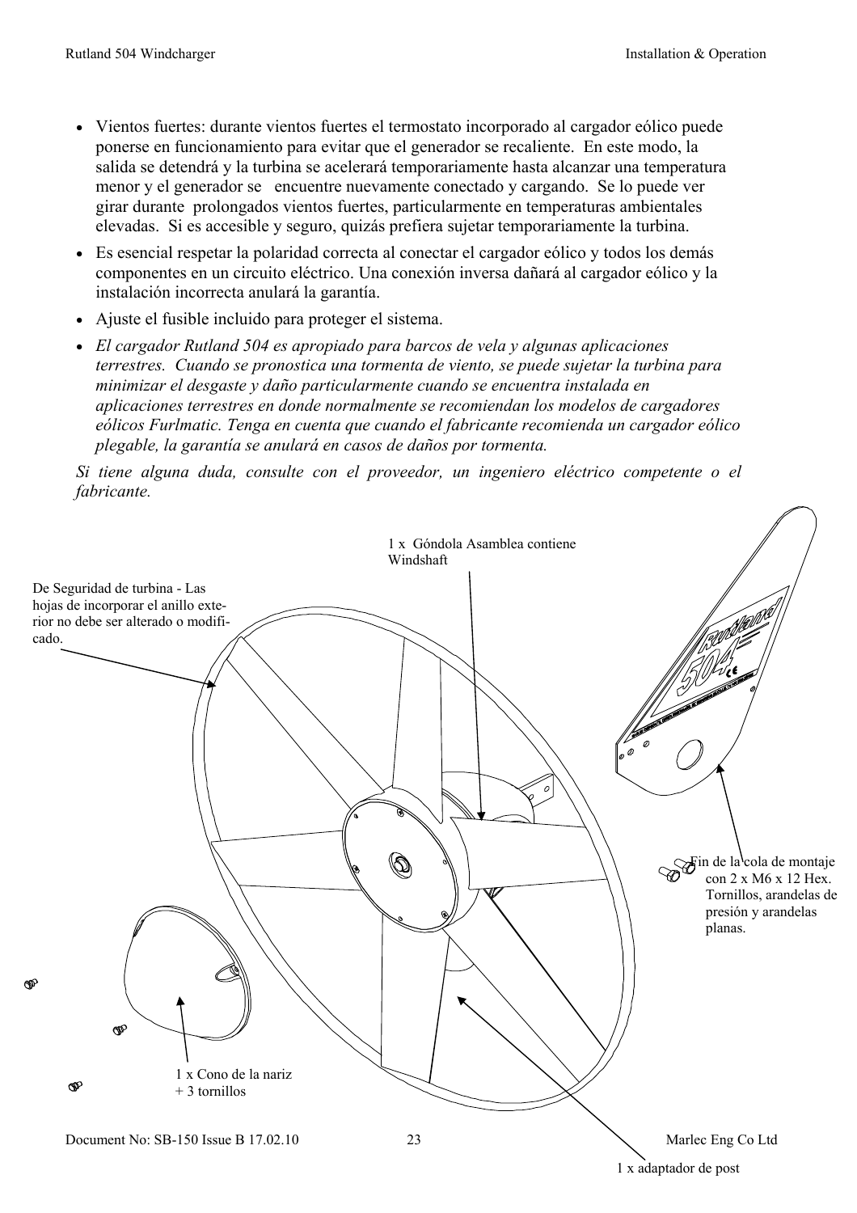- Vientos fuertes: durante vientos fuertes el termostato incorporado al cargador eólico puede ponerse en funcionamiento para evitar que el generador se recaliente. En este modo, la salida se detendrá y la turbina se acelerará temporariamente hasta alcanzar una temperatura menor y el generador se encuentre nuevamente conectado y cargando. Se lo puede ver girar durante prolongados vientos fuertes, particularmente en temperaturas ambientales elevadas. Si es accesible y seguro, quizás prefiera sujetar temporariamente la turbina.
- Es esencial respetar la polaridad correcta al conectar el cargador eólico y todos los demás componentes en un circuito eléctrico. Una conexión inversa dañará al cargador eólico y la instalación incorrecta anulará la garantía.
- Ajuste el fusible incluido para proteger el sistema.
- *El cargador Rutland 504 es apropiado para barcos de vela y algunas aplicaciones terrestres. Cuando se pronostica una tormenta de viento, se puede sujetar la turbina para minimizar el desgaste y daño particularmente cuando se encuentra instalada en aplicaciones terrestres en donde normalmente se recomiendan los modelos de cargadores eólicos Furlmatic. Tenga en cuenta que cuando el fabricante recomienda un cargador eólico plegable, la garantía se anulará en casos de daños por tormenta.*

*Si tiene alguna duda, consulte con el proveedor, un ingeniero eléctrico competente o el fabricante.*

1 x Góndola Asamblea contiene Windshaft

De Seguridad de turbina - Las hojas de incorporar el anillo exterior no debe ser alterado o modificado.

Fin de la cola de montaje con 2 x M6 x 12 Hex. Tornillos, arandelas de presión y arandelas planas.

1 x Cono de la nariz + 3 tornillos

1 x adaptador de post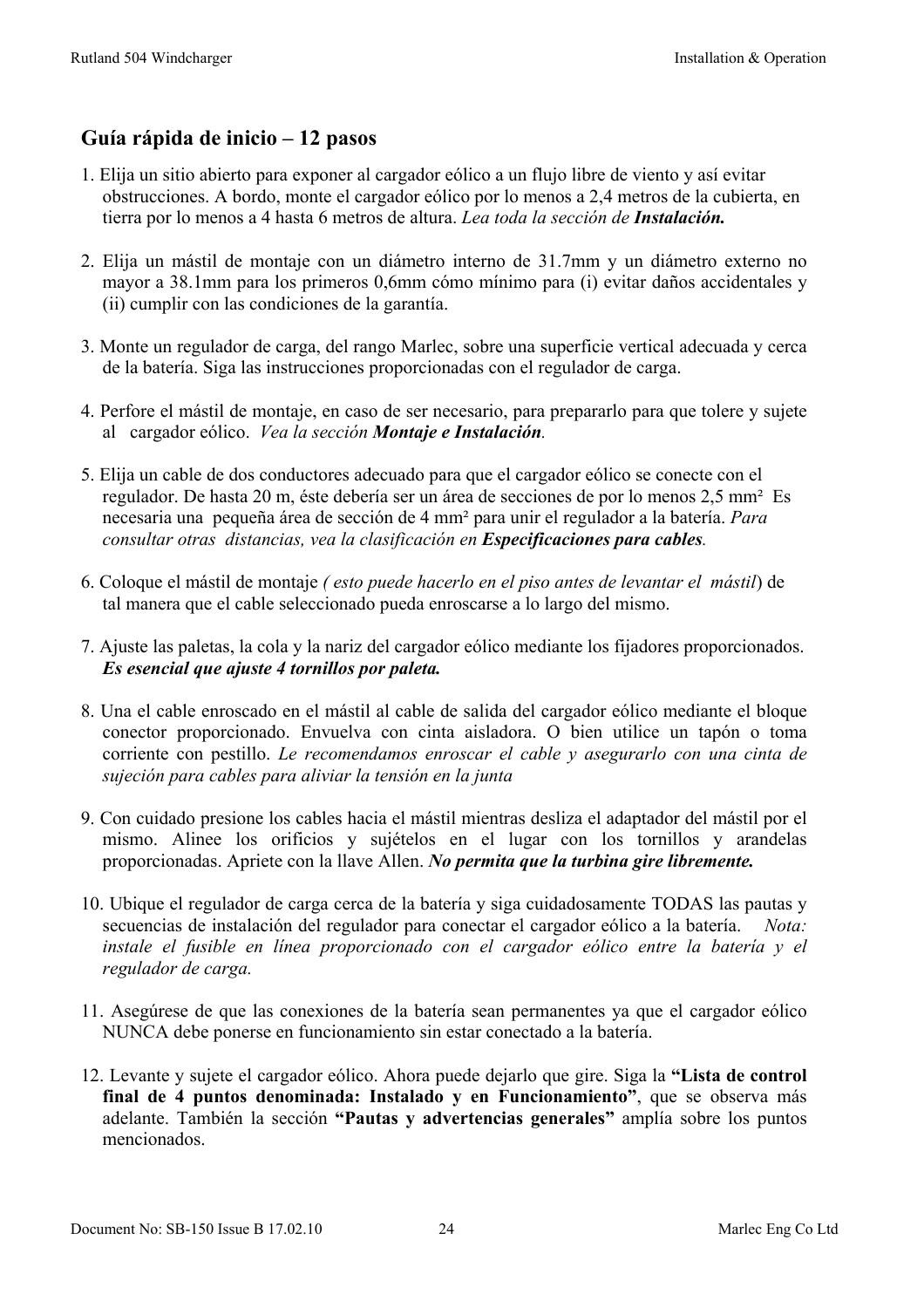## Guía rápida de inicio – 12 pasos

1. Elija un sitio abierto para exponer al cargador eólico a un flujo libre de viento y así evitar obstrucciones. A bordo, monte el cargador eólico por lo menos a 2,4 metros de la cubierta, en tierra por lo menos a 4 hasta 6 metros de altura. *Lea toda la sección de* ***Instalación.***

2. Elija un mástil de montaje con un diámetro interno de 31.7mm y un diámetro externo no mayor a 38.1mm para los primeros 0,6mm cómo mínimo para (i) evitar daños accidentales y (ii) cumplir con las condiciones de la garantía.

3. Monte un regulador de carga, del rango Marlec, sobre una superficie vertical adecuada y cerca de la batería. Siga las instrucciones proporcionadas con el regulador de carga.

4. Perfore el mástil de montaje, en caso de ser necesario, para prepararlo para que tolere y sujete al cargador eólico. *Vea la sección* ***Montaje e Instalación****.*

5. Elija un cable de dos conductores adecuado para que el cargador eólico se conecte con el regulador. De hasta 20 m, éste debería ser un área de secciones de por lo menos 2,5 mm² Es necesaria una pequeña área de sección de 4 mm² para unir el regulador a la batería. *Para consultar otras distancias, vea la clasificación en* ***Especificaciones para cables****.*

6. Coloque el mástil de montaje *( esto puede hacerlo en el piso antes de levantar el mástil*) de tal manera que el cable seleccionado pueda enroscarse a lo largo del mismo.

7. Ajuste las paletas, la cola y la nariz del cargador eólico mediante los fijadores proporcionados. ***Es esencial que ajuste 4 tornillos por paleta.***

8. Una el cable enroscado en el mástil al cable de salida del cargador eólico mediante el bloque conector proporcionado. Envuelva con cinta aisladora. O bien utilice un tapón o toma corriente con pestillo. *Le recomendamos enroscar el cable y asegurarlo con una cinta de sujeción para cables para aliviar la tensión en la junta*

9. Con cuidado presione los cables hacia el mástil mientras desliza el adaptador del mástil por el mismo. Alinee los orificios y sujételos en el lugar con los tornillos y arandelas proporcionadas. Apriete con la llave Allen. ***No permita que la turbina gire libremente.***

10. Ubique el regulador de carga cerca de la batería y siga cuidadosamente TODAS las pautas y secuencias de instalación del regulador para conectar el cargador eólico a la batería. *Nota: instale el fusible en línea proporcionado con el cargador eólico entre la batería y el regulador de carga.*

11. Asegúrese de que las conexiones de la batería sean permanentes ya que el cargador eólico NUNCA debe ponerse en funcionamiento sin estar conectado a la batería.

12. Levante y sujete el cargador eólico. Ahora puede dejarlo que gire. Siga la **"Lista de control final de 4 puntos denominada: Instalado y en Funcionamiento"**, que se observa más adelante. También la sección **"Pautas y advertencias generales"** amplía sobre los puntos mencionados.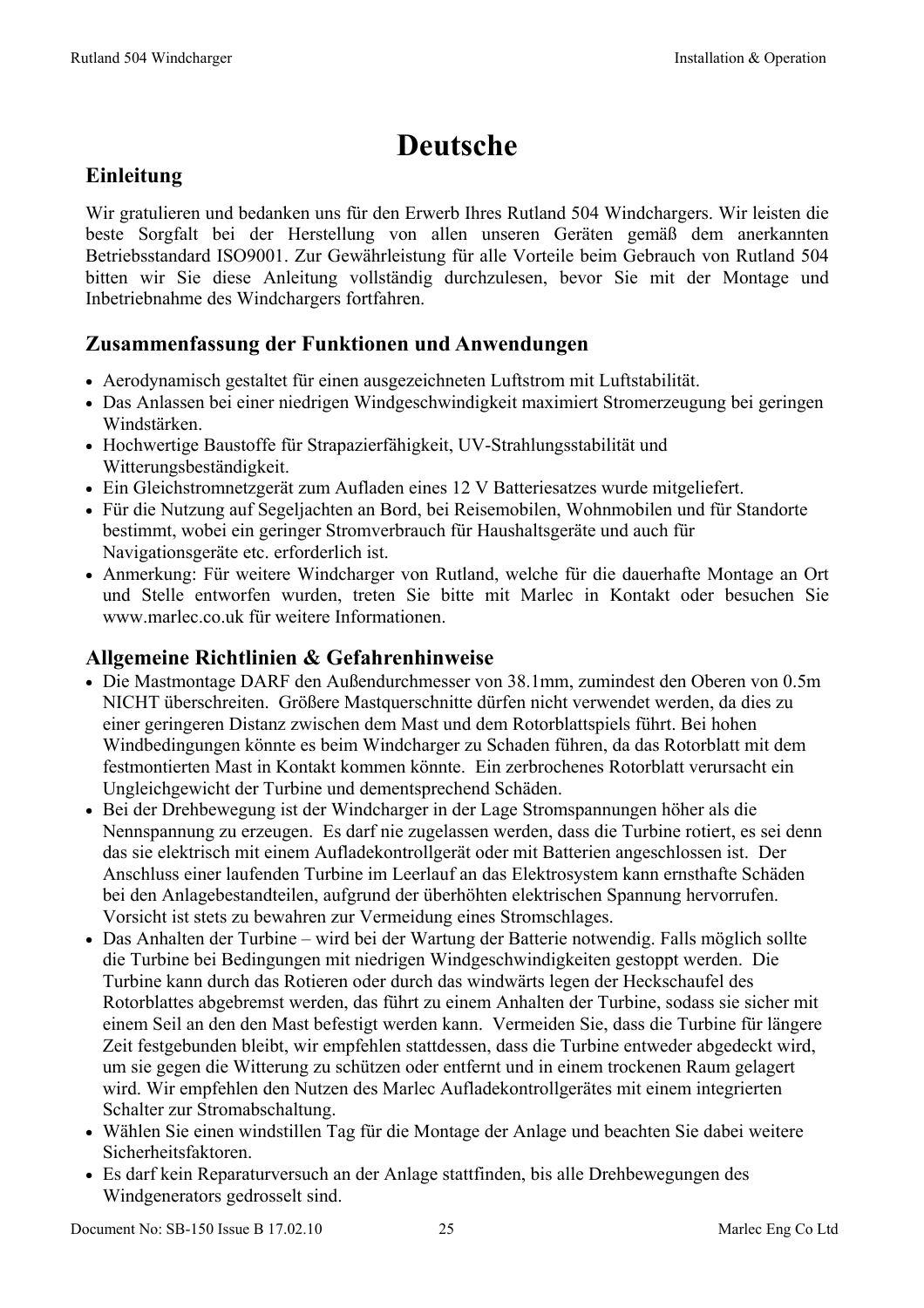# Deutsche

## Einleitung

Wir gratulieren und bedanken uns für den Erwerb Ihres Rutland 504 Windchargers. Wir leisten die beste Sorgfalt bei der Herstellung von allen unseren Geräten gemäß dem anerkannten Betriebsstandard ISO9001. Zur Gewährleistung für alle Vorteile beim Gebrauch von Rutland 504 bitten wir Sie diese Anleitung vollständig durchzulesen, bevor Sie mit der Montage und Inbetriebnahme des Windchargers fortfahren.

## Zusammenfassung der Funktionen und Anwendungen

- Aerodynamisch gestaltet für einen ausgezeichneten Luftstrom mit Luftstabilität.
- Das Anlassen bei einer niedrigen Windgeschwindigkeit maximiert Stromerzeugung bei geringen Windstärken.
- Hochwertige Baustoffe für Strapazierfähigkeit, UV-Strahlungsstabilität und Witterungsbeständigkeit.
- Ein Gleichstromnetzgerät zum Aufladen eines 12 V Batteriesatzes wurde mitgeliefert.
- Für die Nutzung auf Segeljachten an Bord, bei Reisemobilen, Wohnmobilen und für Standorte bestimmt, wobei ein geringer Stromverbrauch für Haushaltsgeräte und auch für Navigationsgeräte etc. erforderlich ist.
- Anmerkung: Für weitere Windcharger von Rutland, welche für die dauerhafte Montage an Ort und Stelle entworfen wurden, treten Sie bitte mit Marlec in Kontakt oder besuchen Sie www.marlec.co.uk für weitere Informationen.

## Allgemeine Richtlinien & Gefahrenhinweise

- Die Mastmontage DARF den Außendurchmesser von 38.1mm, zumindest den Oberen von 0.5m NICHT überschreiten. Größere Mastquerschnitte dürfen nicht verwendet werden, da dies zu einer geringeren Distanz zwischen dem Mast und dem Rotorblattspiels führt. Bei hohen Windbedingungen könnte es beim Windcharger zu Schaden führen, da das Rotorblatt mit dem festmontierten Mast in Kontakt kommen könnte. Ein zerbrochenes Rotorblatt verursacht ein Ungleichgewicht der Turbine und dementsprechend Schäden.
- Bei der Drehbewegung ist der Windcharger in der Lage Stromspannungen höher als die Nennspannung zu erzeugen. Es darf nie zugelassen werden, dass die Turbine rotiert, es sei denn das sie elektrisch mit einem Aufladekontrollgerät oder mit Batterien angeschlossen ist. Der Anschluss einer laufenden Turbine im Leerlauf an das Elektrosystem kann ernsthafte Schäden bei den Anlagebestandteilen, aufgrund der überhöhten elektrischen Spannung hervorrufen. Vorsicht ist stets zu bewahren zur Vermeidung eines Stromschlages.
- Das Anhalten der Turbine – wird bei der Wartung der Batterie notwendig. Falls möglich sollte die Turbine bei Bedingungen mit niedrigen Windgeschwindigkeiten gestoppt werden. Die Turbine kann durch das Rotieren oder durch das windwärts legen der Heckschaufel des Rotorblattes abgebremst werden, das führt zu einem Anhalten der Turbine, sodass sie sicher mit einem Seil an den den Mast befestigt werden kann. Vermeiden Sie, dass die Turbine für längere Zeit festgebunden bleibt, wir empfehlen stattdessen, dass die Turbine entweder abgedeckt wird, um sie gegen die Witterung zu schützen oder entfernt und in einem trockenen Raum gelagert wird. Wir empfehlen den Nutzen des Marlec Aufladekontrollgerätes mit einem integrierten Schalter zur Stromabschaltung.
- Wählen Sie einen windstillen Tag für die Montage der Anlage und beachten Sie dabei weitere Sicherheitsfaktoren.
- Es darf kein Reparaturversuch an der Anlage stattfinden, bis alle Drehbewegungen des Windgenerators gedrosselt sind.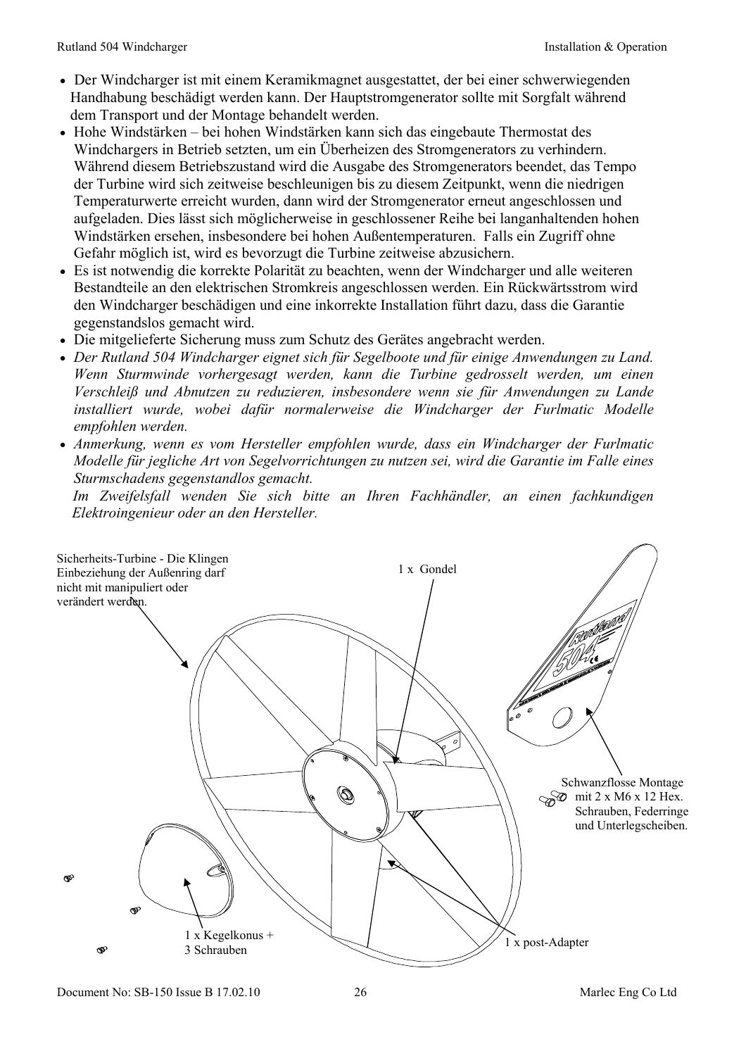- Der Windcharger ist mit einem Keramikmagnet ausgestattet, der bei einer schwerwiegenden Handhabung beschädigt werden kann. Der Hauptstromgenerator sollte mit Sorgfalt während dem Transport und der Montage behandelt werden.
- Hohe Windstärken – bei hohen Windstärken kann sich das eingebaute Thermostat des Windchargers in Betrieb setzten, um ein Überheizen des Stromgenerators zu verhindern. Während diesem Betriebszustand wird die Ausgabe des Stromgenerators beendet, das Tempo der Turbine wird sich zeitweise beschleunigen bis zu diesem Zeitpunkt, wenn die niedrigen Temperaturwerte erreicht wurden, dann wird der Stromgenerator erneut angeschlossen und aufgeladen. Dies lässt sich möglicherweise in geschlossener Reihe bei langanhaltenden hohen Windstärken ersehen, insbesondere bei hohen Außentemperaturen. Falls ein Zugriff ohne Gefahr möglich ist, wird es bevorzugt die Turbine zeitweise abzusichern.
- Es ist notwendig die korrekte Polarität zu beachten, wenn der Windcharger und alle weiteren Bestandteile an den elektrischen Stromkreis angeschlossen werden. Ein Rückwärtsstrom wird den Windcharger beschädigen und eine inkorrekte Installation führt dazu, dass die Garantie gegenstandslos gemacht wird.
- Die mitgelieferte Sicherung muss zum Schutz des Gerätes angebracht werden.
- *Der Rutland 504 Windcharger eignet sich für Segelboote und für einige Anwendungen zu Land. Wenn Sturmwinde vorhergesagt werden, kann die Turbine gedrosselt werden, um einen Verschleiß und Abnutzen zu reduzieren, insbesondere wenn sie für Anwendungen zu Lande installiert wurde, wobei dafür normalerweise die Windcharger der Furlmatic Modelle empfohlen werden.*
- *Anmerkung, wenn es vom Hersteller empfohlen wurde, dass ein Windcharger der Furlmatic Modelle für jegliche Art von Segelvorrichtungen zu nutzen sei, wird die Garantie im Falle eines Sturmschadens gegenstandlos gemacht.*

  *Im Zweifelsfall wenden Sie sich bitte an Ihren Fachhändler, an einen fachkundigen Elektroingenieur oder an den Hersteller.*

Sicherheits-Turbine - Die Klingen Einbeziehung der Außenring darf nicht mit manipuliert oder verändert werden.

1 x Gondel

Schwanzflosse Montage mit 2 x M6 x 12 Hex. Schrauben, Federringe und Unterlegscheiben.

1 x Kegelkonus + 3 Schrauben

1 x post-Adapter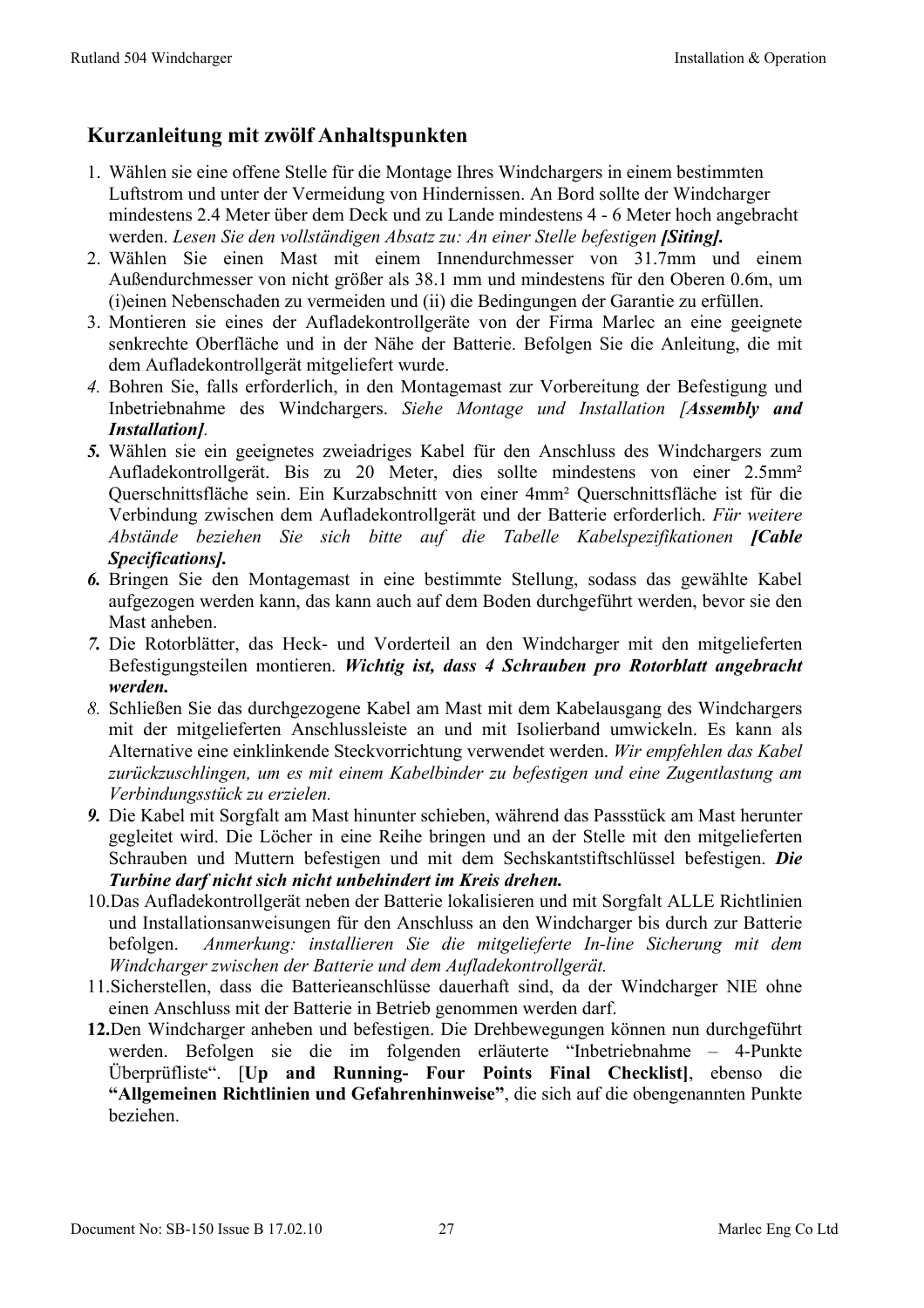## Kurzanleitung mit zwölf Anhaltspunkten

1. Wählen sie eine offene Stelle für die Montage Ihres Windchargers in einem bestimmten Luftstrom und unter der Vermeidung von Hindernissen. An Bord sollte der Windcharger mindestens 2.4 Meter über dem Deck und zu Lande mindestens 4 - 6 Meter hoch angebracht werden. *Lesen Sie den vollständigen Absatz zu: An einer Stelle befestigen **[Siting].***
2. Wählen Sie einen Mast mit einem Innendurchmesser von 31.7mm und einem Außendurchmesser von nicht größer als 38.1 mm und mindestens für den Oberen 0.6m, um (i)einen Nebenschaden zu vermeiden und (ii) die Bedingungen der Garantie zu erfüllen.
3. Montieren sie eines der Aufladekontrollgeräte von der Firma Marlec an eine geeignete senkrechte Oberfläche und in der Nähe der Batterie. Befolgen Sie die Anleitung, die mit dem Aufladekontrollgerät mitgeliefert wurde.
4. Bohren Sie, falls erforderlich, in den Montagemast zur Vorbereitung der Befestigung und Inbetriebnahme des Windchargers. *Siehe Montage und Installation [**Assembly and Installation]**.*
5. Wählen sie ein geeignetes zweiadriges Kabel für den Anschluss des Windchargers zum Aufladekontrollgerät. Bis zu 20 Meter, dies sollte mindestens von einer 2.5mm² Querschnittsfläche sein. Ein Kurzabschnitt von einer 4mm² Querschnittsfläche ist für die Verbindung zwischen dem Aufladekontrollgerät und der Batterie erforderlich. *Für weitere Abstände beziehen Sie sich bitte auf die Tabelle Kabelspezifikationen **[Cable Specifications].***
6. Bringen Sie den Montagemast in eine bestimmte Stellung, sodass das gewählte Kabel aufgezogen werden kann, das kann auch auf dem Boden durchgeführt werden, bevor sie den Mast anheben.
7. Die Rotorblätter, das Heck- und Vorderteil an den Windcharger mit den mitgelieferten Befestigungsteilen montieren. ***Wichtig ist, dass 4 Schrauben pro Rotorblatt angebracht werden.***
8. Schließen Sie das durchgezogene Kabel am Mast mit dem Kabelausgang des Windchargers mit der mitgelieferten Anschlussleiste an und mit Isolierband umwickeln. Es kann als Alternative eine einklinkende Steckvorrichtung verwendet werden. *Wir empfehlen das Kabel zurückzuschlingen, um es mit einem Kabelbinder zu befestigen und eine Zugentlastung am Verbindungsstück zu erzielen.*
9. Die Kabel mit Sorgfalt am Mast hinunter schieben, während das Passstück am Mast herunter gegleitet wird. Die Löcher in eine Reihe bringen und an der Stelle mit den mitgelieferten Schrauben und Muttern befestigen und mit dem Sechskantstiftschlüssel befestigen. ***Die Turbine darf nicht sich nicht unbehindert im Kreis drehen.***
10. Das Aufladekontrollgerät neben der Batterie lokalisieren und mit Sorgfalt ALLE Richtlinien und Installationsanweisungen für den Anschluss an den Windcharger bis durch zur Batterie befolgen. *Anmerkung: installieren Sie die mitgelieferte In-line Sicherung mit dem Windcharger zwischen der Batterie und dem Aufladekontrollgerät.*
11. Sicherstellen, dass die Batterieanschlüsse dauerhaft sind, da der Windcharger NIE ohne einen Anschluss mit der Batterie in Betrieb genommen werden darf.
12. Den Windcharger anheben und befestigen. Die Drehbewegungen können nun durchgeführt werden. Befolgen sie die im folgenden erläuterte "Inbetriebnahme – 4-Punkte Überprüfliste". [**Up and Running- Four Points Final Checklist]**, ebenso die **"Allgemeinen Richtlinien und Gefahrenhinweise"**, die sich auf die obengenannten Punkte beziehen.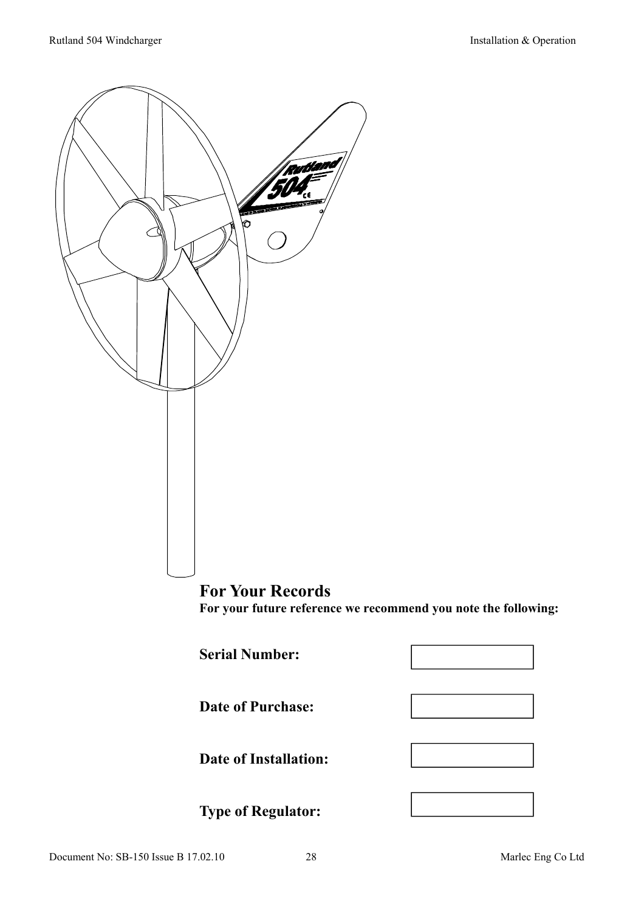# For Your Records

**For your future reference we recommend you note the following:**

| | |
|---|---|
| **Serial Number:** | |
| **Date of Purchase:** | |
| **Date of Installation:** | |
| **Type of Regulator:** | |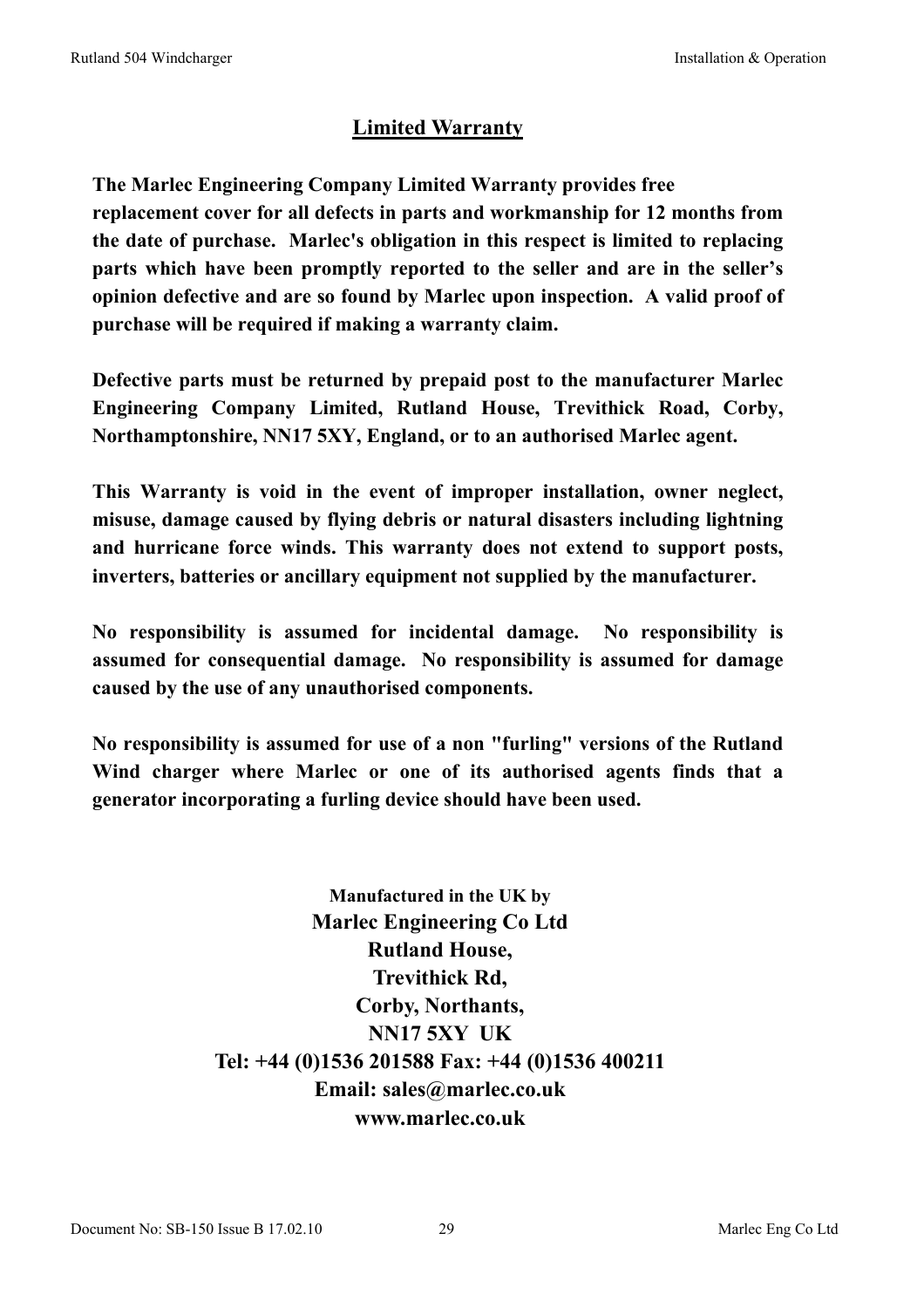## Limited Warranty

**The Marlec Engineering Company Limited Warranty provides free replacement cover for all defects in parts and workmanship for 12 months from the date of purchase. Marlec's obligation in this respect is limited to replacing parts which have been promptly reported to the seller and are in the seller's opinion defective and are so found by Marlec upon inspection. A valid proof of purchase will be required if making a warranty claim.**

**Defective parts must be returned by prepaid post to the manufacturer Marlec Engineering Company Limited, Rutland House, Trevithick Road, Corby, Northamptonshire, NN17 5XY, England, or to an authorised Marlec agent.**

**This Warranty is void in the event of improper installation, owner neglect, misuse, damage caused by flying debris or natural disasters including lightning and hurricane force winds. This warranty does not extend to support posts, inverters, batteries or ancillary equipment not supplied by the manufacturer.**

**No responsibility is assumed for incidental damage. No responsibility is assumed for consequential damage. No responsibility is assumed for damage caused by the use of any unauthorised components.**

**No responsibility is assumed for use of a non "furling" versions of the Rutland Wind charger where Marlec or one of its authorised agents finds that a generator incorporating a furling device should have been used.**

**Manufactured in the UK by**
**Marlec Engineering Co Ltd**
**Rutland House,**
**Trevithick Rd,**
**Corby, Northants,**
**NN17 5XY UK**
**Tel: +44 (0)1536 201588 Fax: +44 (0)1536 400211**
**Email: sales@marlec.co.uk**
**www.marlec.co.uk**